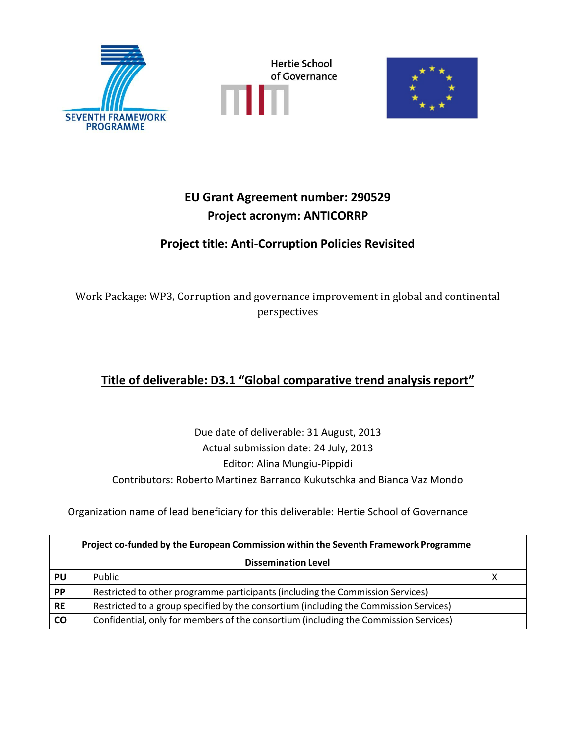Hertie School of Governance

SEVENTH FRAMEWORK PROGRAMME

**EU Grant Agreement number: 290529**

**Project acronym: ANTICORRP**

**Project title: Anti-Corruption Policies Revisited**

Work Package: WP3, Corruption and governance improvement in global and continental perspectives

**<u>Title of deliverable: D3.1 “Global comparative trend analysis report”</u>**

Due date of deliverable: 31 August, 2013

Actual submission date: 24 July, 2013

Editor: Alina Mungiu-Pippidi

Contributors: Roberto Martinez Barranco Kukutschka and Bianca Vaz Mondo

Organization name of lead beneficiary for this deliverable: Hertie School of Governance

| **Project co-funded by the European Commission within the Seventh Framework Programme** | | |
|---|---|---|
| **Dissemination Level** | | |
| **PU** | Public | X |
| **PP** | Restricted to other programme participants (including the Commission Services) | |
| **RE** | Restricted to a group specified by the consortium (including the Commission Services) | |
| **CO** | Confidential, only for members of the consortium (including the Commission Services) | |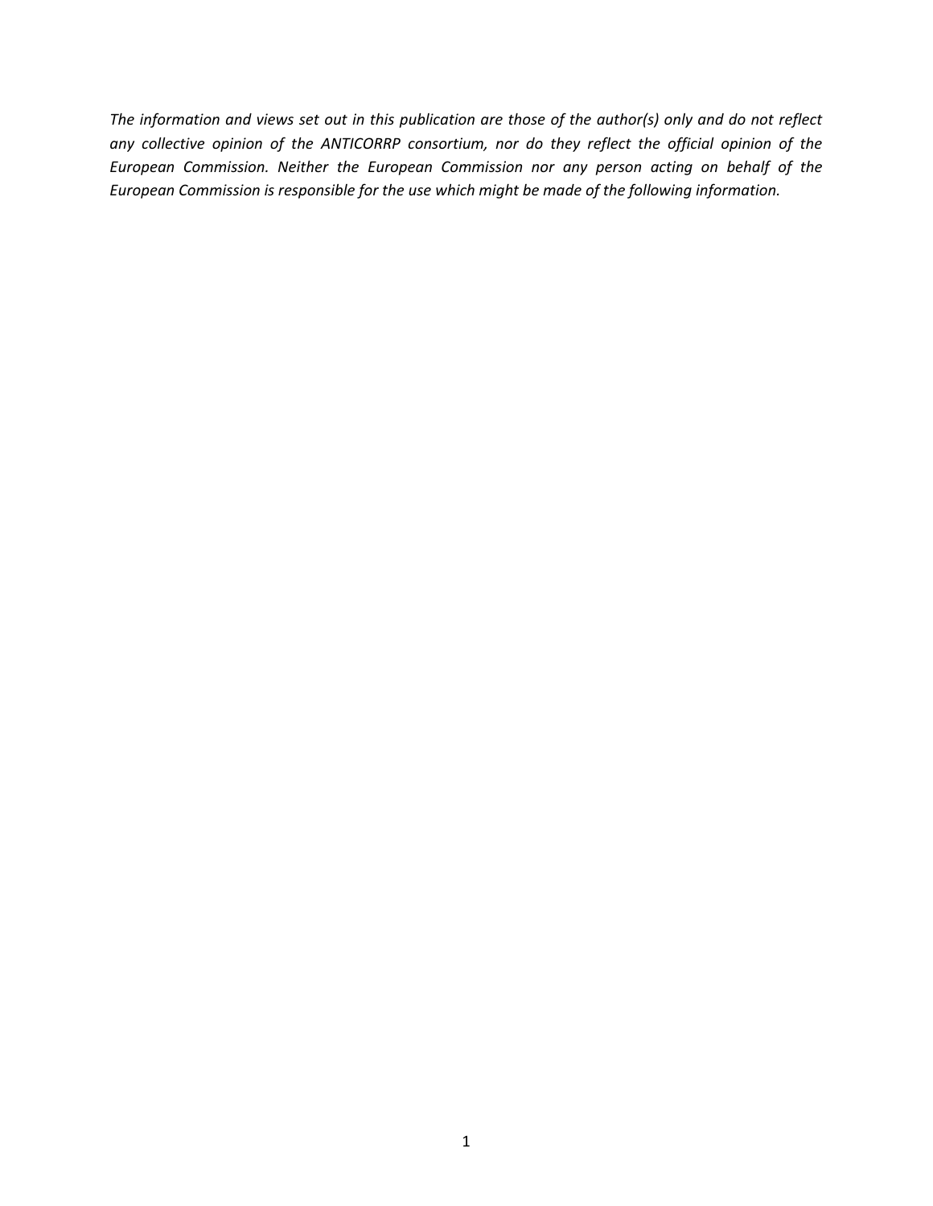*The information and views set out in this publication are those of the author(s) only and do not reflect any collective opinion of the ANTICORRP consortium, nor do they reflect the official opinion of the European Commission. Neither the European Commission nor any person acting on behalf of the European Commission is responsible for the use which might be made of the following information.*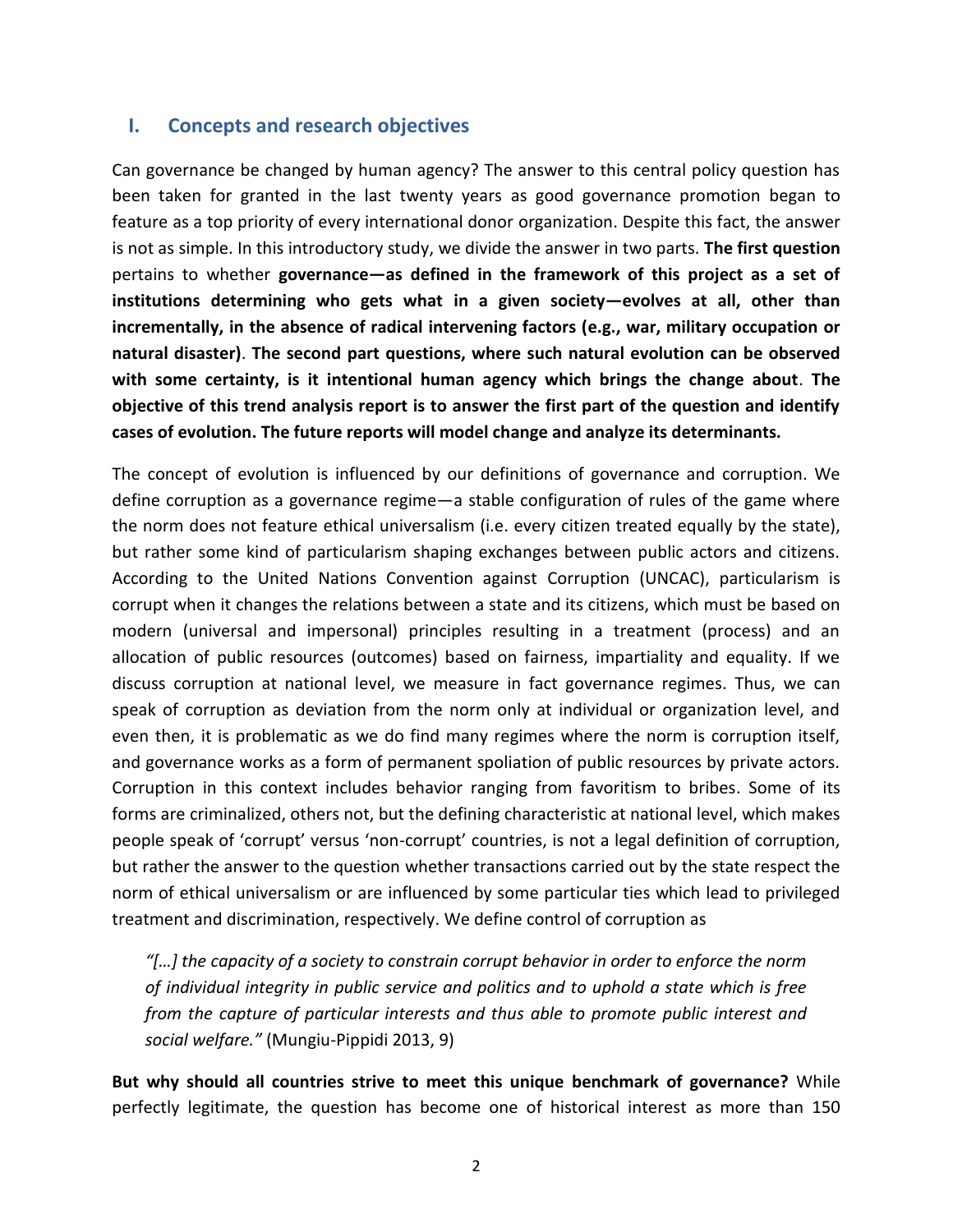## I. Concepts and research objectives

Can governance be changed by human agency? The answer to this central policy question has been taken for granted in the last twenty years as good governance promotion began to feature as a top priority of every international donor organization. Despite this fact, the answer is not as simple. In this introductory study, we divide the answer in two parts. **The first question** pertains to whether **governance—as defined in the framework of this project as a set of institutions determining who gets what in a given society—evolves at all, other than incrementally, in the absence of radical intervening factors (e.g., war, military occupation or natural disaster)**. **The second part questions, where such natural evolution can be observed with some certainty, is it intentional human agency which brings the change about**. **The objective of this trend analysis report is to answer the first part of the question and identify cases of evolution. The future reports will model change and analyze its determinants.**

The concept of evolution is influenced by our definitions of governance and corruption. We define corruption as a governance regime—a stable configuration of rules of the game where the norm does not feature ethical universalism (i.e. every citizen treated equally by the state), but rather some kind of particularism shaping exchanges between public actors and citizens. According to the United Nations Convention against Corruption (UNCAC), particularism is corrupt when it changes the relations between a state and its citizens, which must be based on modern (universal and impersonal) principles resulting in a treatment (process) and an allocation of public resources (outcomes) based on fairness, impartiality and equality. If we discuss corruption at national level, we measure in fact governance regimes. Thus, we can speak of corruption as deviation from the norm only at individual or organization level, and even then, it is problematic as we do find many regimes where the norm is corruption itself, and governance works as a form of permanent spoliation of public resources by private actors. Corruption in this context includes behavior ranging from favoritism to bribes. Some of its forms are criminalized, others not, but the defining characteristic at national level, which makes people speak of 'corrupt' versus 'non-corrupt' countries, is not a legal definition of corruption, but rather the answer to the question whether transactions carried out by the state respect the norm of ethical universalism or are influenced by some particular ties which lead to privileged treatment and discrimination, respectively. We define control of corruption as

> *"[…] the capacity of a society to constrain corrupt behavior in order to enforce the norm of individual integrity in public service and politics and to uphold a state which is free from the capture of particular interests and thus able to promote public interest and social welfare."* (Mungiu-Pippidi 2013, 9)

**But why should all countries strive to meet this unique benchmark of governance?** While perfectly legitimate, the question has become one of historical interest as more than 150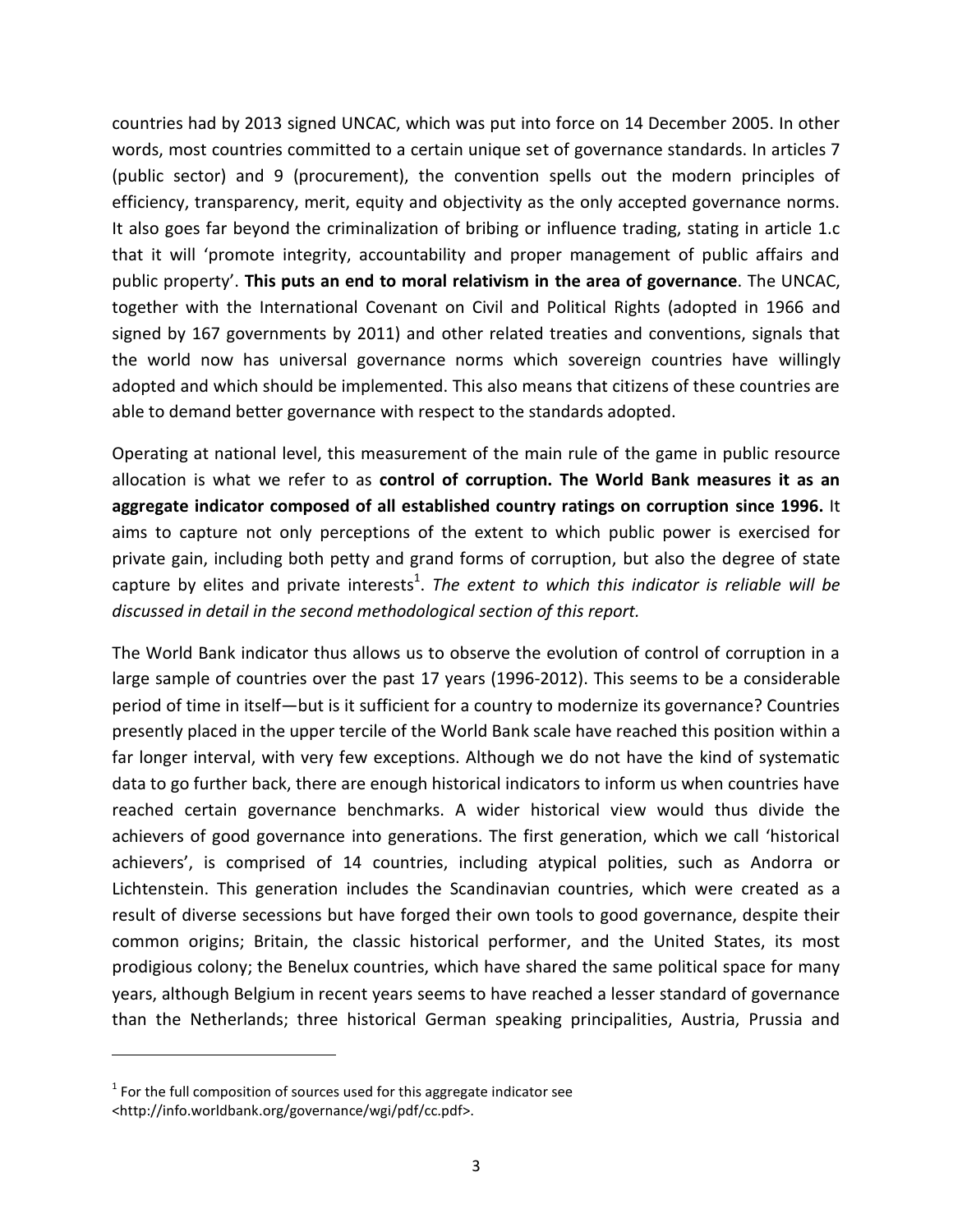countries had by 2013 signed UNCAC, which was put into force on 14 December 2005. In other words, most countries committed to a certain unique set of governance standards. In articles 7 (public sector) and 9 (procurement), the convention spells out the modern principles of efficiency, transparency, merit, equity and objectivity as the only accepted governance norms. It also goes far beyond the criminalization of bribing or influence trading, stating in article 1.c that it will 'promote integrity, accountability and proper management of public affairs and public property'. **This puts an end to moral relativism in the area of governance**. The UNCAC, together with the International Covenant on Civil and Political Rights (adopted in 1966 and signed by 167 governments by 2011) and other related treaties and conventions, signals that the world now has universal governance norms which sovereign countries have willingly adopted and which should be implemented. This also means that citizens of these countries are able to demand better governance with respect to the standards adopted.

Operating at national level, this measurement of the main rule of the game in public resource allocation is what we refer to as **control of corruption. The World Bank measures it as an aggregate indicator composed of all established country ratings on corruption since 1996.** It aims to capture not only perceptions of the extent to which public power is exercised for private gain, including both petty and grand forms of corruption, but also the degree of state capture by elites and private interests[1]. *The extent to which this indicator is reliable will be discussed in detail in the second methodological section of this report.*

The World Bank indicator thus allows us to observe the evolution of control of corruption in a large sample of countries over the past 17 years (1996-2012). This seems to be a considerable period of time in itself—but is it sufficient for a country to modernize its governance? Countries presently placed in the upper tercile of the World Bank scale have reached this position within a far longer interval, with very few exceptions. Although we do not have the kind of systematic data to go further back, there are enough historical indicators to inform us when countries have reached certain governance benchmarks. A wider historical view would thus divide the achievers of good governance into generations. The first generation, which we call 'historical achievers', is comprised of 14 countries, including atypical polities, such as Andorra or Lichtenstein. This generation includes the Scandinavian countries, which were created as a result of diverse secessions but have forged their own tools to good governance, despite their common origins; Britain, the classic historical performer, and the United States, its most prodigious colony; the Benelux countries, which have shared the same political space for many years, although Belgium in recent years seems to have reached a lesser standard of governance than the Netherlands; three historical German speaking principalities, Austria, Prussia and

[1] For the full composition of sources used for this aggregate indicator see <http://info.worldbank.org/governance/wgi/pdf/cc.pdf>.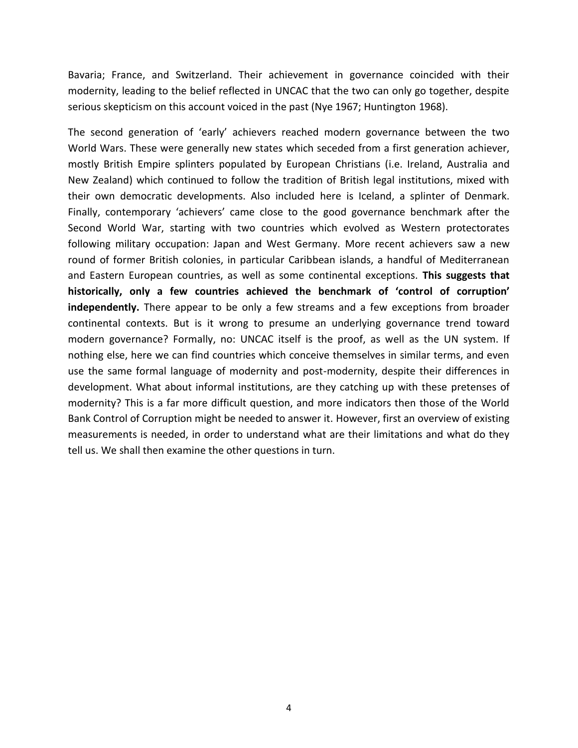Bavaria; France, and Switzerland. Their achievement in governance coincided with their modernity, leading to the belief reflected in UNCAC that the two can only go together, despite serious skepticism on this account voiced in the past (Nye 1967; Huntington 1968).

The second generation of 'early' achievers reached modern governance between the two World Wars. These were generally new states which seceded from a first generation achiever, mostly British Empire splinters populated by European Christians (i.e. Ireland, Australia and New Zealand) which continued to follow the tradition of British legal institutions, mixed with their own democratic developments. Also included here is Iceland, a splinter of Denmark. Finally, contemporary 'achievers' came close to the good governance benchmark after the Second World War, starting with two countries which evolved as Western protectorates following military occupation: Japan and West Germany. More recent achievers saw a new round of former British colonies, in particular Caribbean islands, a handful of Mediterranean and Eastern European countries, as well as some continental exceptions. **This suggests that historically, only a few countries achieved the benchmark of 'control of corruption' independently.** There appear to be only a few streams and a few exceptions from broader continental contexts. But is it wrong to presume an underlying governance trend toward modern governance? Formally, no: UNCAC itself is the proof, as well as the UN system. If nothing else, here we can find countries which conceive themselves in similar terms, and even use the same formal language of modernity and post-modernity, despite their differences in development. What about informal institutions, are they catching up with these pretenses of modernity? This is a far more difficult question, and more indicators then those of the World Bank Control of Corruption might be needed to answer it. However, first an overview of existing measurements is needed, in order to understand what are their limitations and what do they tell us. We shall then examine the other questions in turn.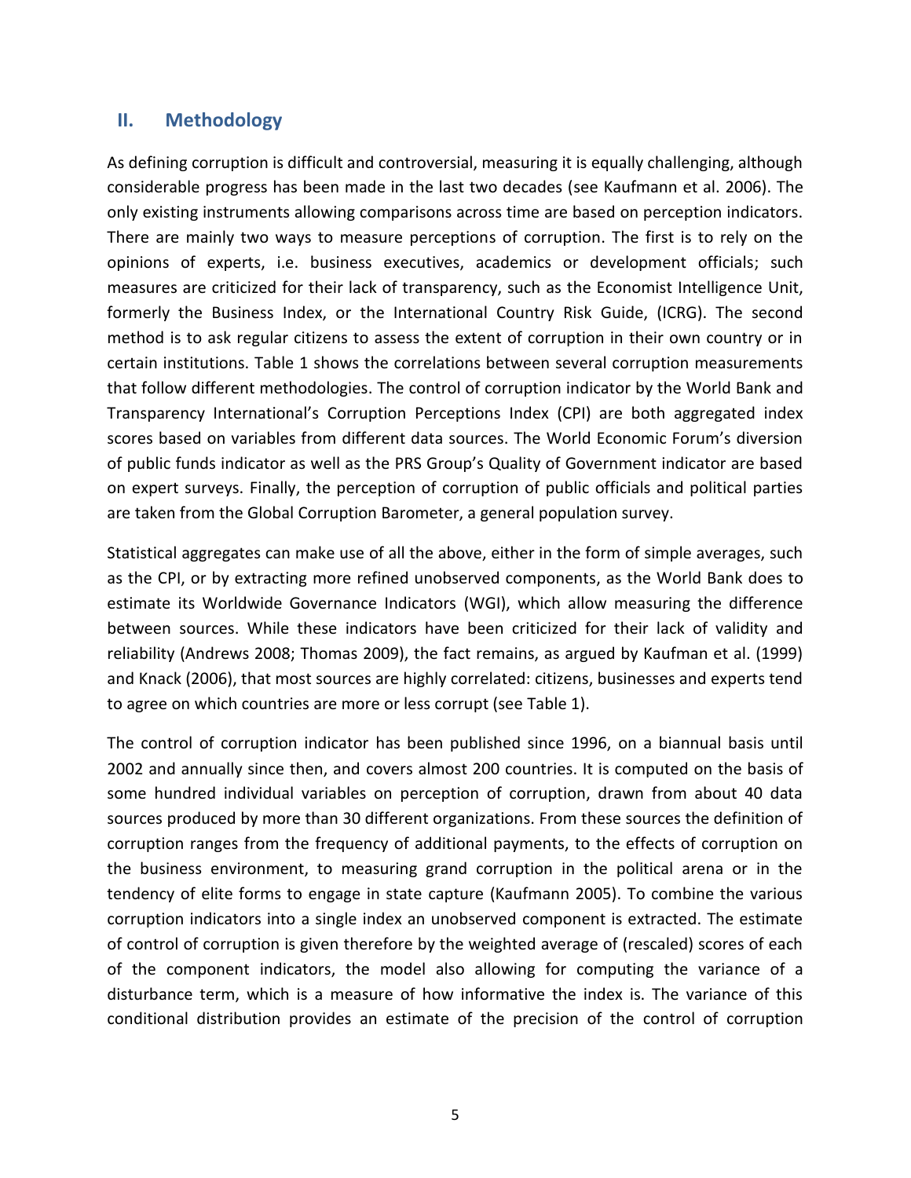## II. Methodology

As defining corruption is difficult and controversial, measuring it is equally challenging, although considerable progress has been made in the last two decades (see Kaufmann et al. 2006). The only existing instruments allowing comparisons across time are based on perception indicators. There are mainly two ways to measure perceptions of corruption. The first is to rely on the opinions of experts, i.e. business executives, academics or development officials; such measures are criticized for their lack of transparency, such as the Economist Intelligence Unit, formerly the Business Index, or the International Country Risk Guide, (ICRG). The second method is to ask regular citizens to assess the extent of corruption in their own country or in certain institutions. Table 1 shows the correlations between several corruption measurements that follow different methodologies. The control of corruption indicator by the World Bank and Transparency International's Corruption Perceptions Index (CPI) are both aggregated index scores based on variables from different data sources. The World Economic Forum's diversion of public funds indicator as well as the PRS Group's Quality of Government indicator are based on expert surveys. Finally, the perception of corruption of public officials and political parties are taken from the Global Corruption Barometer, a general population survey.

Statistical aggregates can make use of all the above, either in the form of simple averages, such as the CPI, or by extracting more refined unobserved components, as the World Bank does to estimate its Worldwide Governance Indicators (WGI), which allow measuring the difference between sources. While these indicators have been criticized for their lack of validity and reliability (Andrews 2008; Thomas 2009), the fact remains, as argued by Kaufman et al. (1999) and Knack (2006), that most sources are highly correlated: citizens, businesses and experts tend to agree on which countries are more or less corrupt (see Table 1).

The control of corruption indicator has been published since 1996, on a biannual basis until 2002 and annually since then, and covers almost 200 countries. It is computed on the basis of some hundred individual variables on perception of corruption, drawn from about 40 data sources produced by more than 30 different organizations. From these sources the definition of corruption ranges from the frequency of additional payments, to the effects of corruption on the business environment, to measuring grand corruption in the political arena or in the tendency of elite forms to engage in state capture (Kaufmann 2005). To combine the various corruption indicators into a single index an unobserved component is extracted. The estimate of control of corruption is given therefore by the weighted average of (rescaled) scores of each of the component indicators, the model also allowing for computing the variance of a disturbance term, which is a measure of how informative the index is. The variance of this conditional distribution provides an estimate of the precision of the control of corruption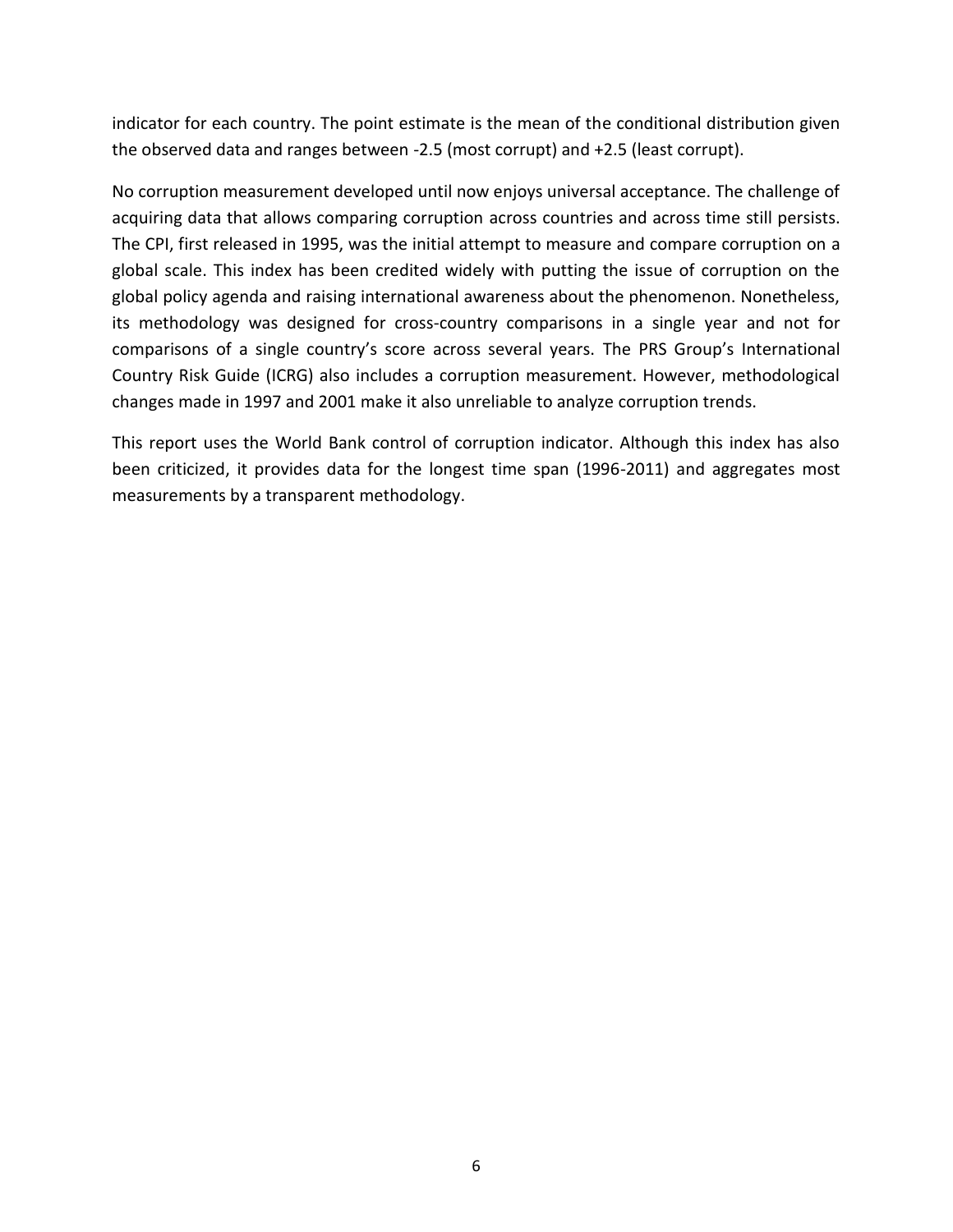indicator for each country. The point estimate is the mean of the conditional distribution given the observed data and ranges between -2.5 (most corrupt) and +2.5 (least corrupt).

No corruption measurement developed until now enjoys universal acceptance. The challenge of acquiring data that allows comparing corruption across countries and across time still persists. The CPI, first released in 1995, was the initial attempt to measure and compare corruption on a global scale. This index has been credited widely with putting the issue of corruption on the global policy agenda and raising international awareness about the phenomenon. Nonetheless, its methodology was designed for cross-country comparisons in a single year and not for comparisons of a single country's score across several years. The PRS Group's International Country Risk Guide (ICRG) also includes a corruption measurement. However, methodological changes made in 1997 and 2001 make it also unreliable to analyze corruption trends.

This report uses the World Bank control of corruption indicator. Although this index has also been criticized, it provides data for the longest time span (1996-2011) and aggregates most measurements by a transparent methodology.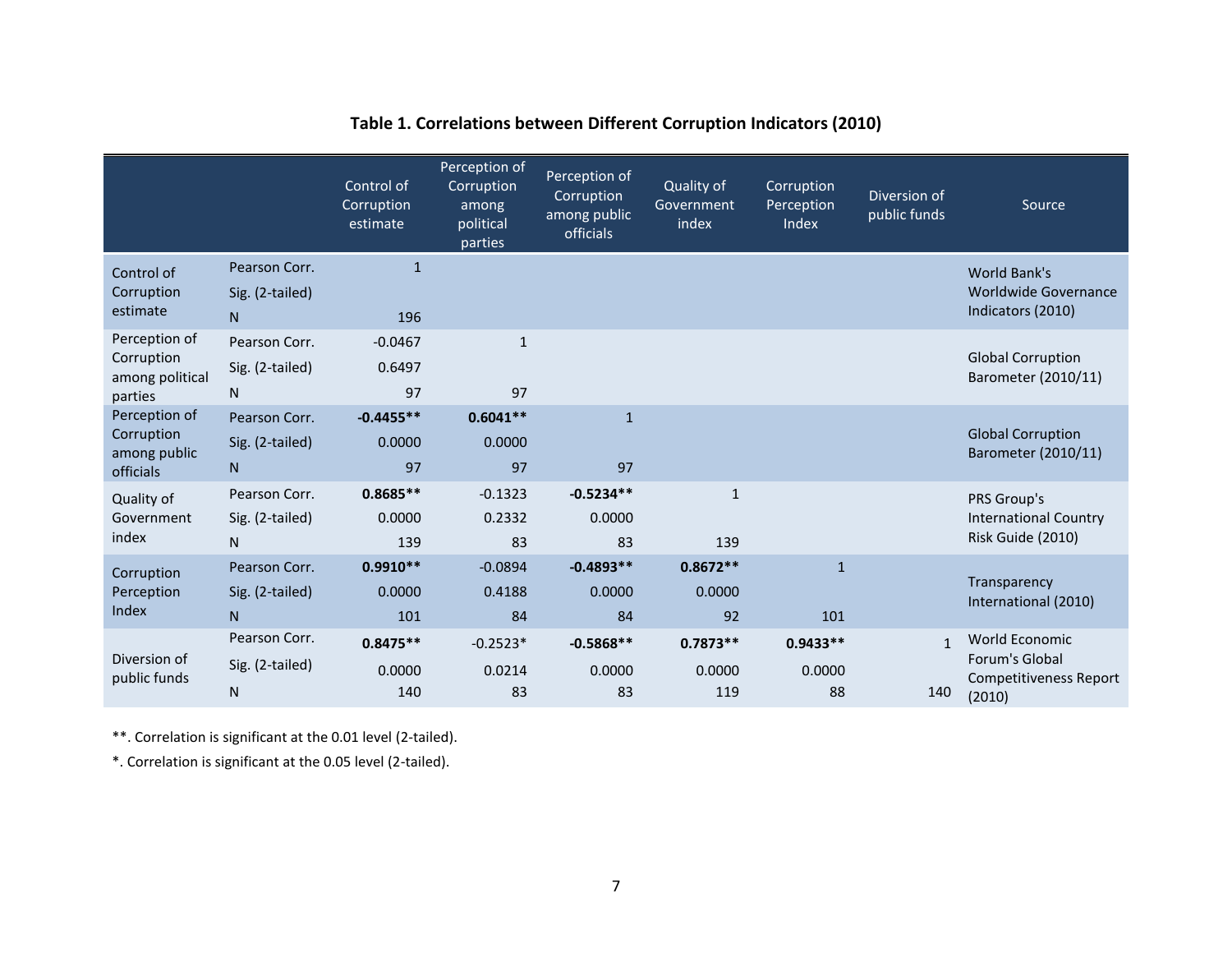**Table 1. Correlations between Different Corruption Indicators (2010)**

| | | Control of Corruption estimate | Perception of Corruption among political parties | Perception of Corruption among public officials | Quality of Government index | Corruption Perception Index | Diversion of public funds | Source |
|---|---|---|---|---|---|---|---|---|
| Control of Corruption estimate | Pearson Corr. | 1 | | | | | | World Bank's Worldwide Governance Indicators (2010) |
| | Sig. (2-tailed) | | | | | | | |
| | N | 196 | | | | | | |
| Perception of Corruption among political parties | Pearson Corr. | -0.0467 | 1 | | | | | Global Corruption Barometer (2010/11) |
| | Sig. (2-tailed) | 0.6497 | | | | | | |
| | N | 97 | 97 | | | | | |
| Perception of Corruption among public officials | Pearson Corr. | **-0.4455**** | **0.6041**** | 1 | | | | Global Corruption Barometer (2010/11) |
| | Sig. (2-tailed) | 0.0000 | 0.0000 | | | | | |
| | N | 97 | 97 | 97 | | | | |
| Quality of Government index | Pearson Corr. | **0.8685**** | -0.1323 | **-0.5234**** | 1 | | | PRS Group's International Country Risk Guide (2010) |
| | Sig. (2-tailed) | 0.0000 | 0.2332 | 0.0000 | | | | |
| | N | 139 | 83 | 83 | 139 | | | |
| Corruption Perception Index | Pearson Corr. | **0.9910**** | -0.0894 | **-0.4893**** | **0.8672**** | 1 | | Transparency International (2010) |
| | Sig. (2-tailed) | 0.0000 | 0.4188 | 0.0000 | 0.0000 | | | |
| | N | 101 | 84 | 84 | 92 | 101 | | |
| Diversion of public funds | Pearson Corr. | **0.8475**** | -0.2523* | **-0.5868**** | **0.7873**** | **0.9433**** | 1 | World Economic Forum's Global Competitiveness Report (2010) |
| | Sig. (2-tailed) | 0.0000 | 0.0214 | 0.0000 | 0.0000 | 0.0000 | | |
| | N | 140 | 83 | 83 | 119 | 88 | 140 | |

**. Correlation is significant at the 0.01 level (2-tailed).

*. Correlation is significant at the 0.05 level (2-tailed).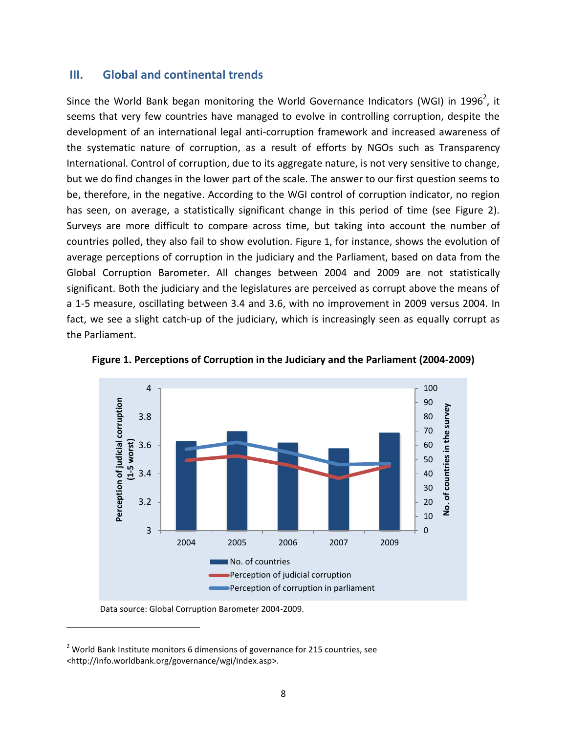## III. Global and continental trends

Since the World Bank began monitoring the World Governance Indicators (WGI) in 1996[2], it seems that very few countries have managed to evolve in controlling corruption, despite the development of an international legal anti-corruption framework and increased awareness of the systematic nature of corruption, as a result of efforts by NGOs such as Transparency International. Control of corruption, due to its aggregate nature, is not very sensitive to change, but we do find changes in the lower part of the scale. The answer to our first question seems to be, therefore, in the negative. According to the WGI control of corruption indicator, no region has seen, on average, a statistically significant change in this period of time (see Figure 2). Surveys are more difficult to compare across time, but taking into account the number of countries polled, they also fail to show evolution. Figure 1, for instance, shows the evolution of average perceptions of corruption in the judiciary and the Parliament, based on data from the Global Corruption Barometer. All changes between 2004 and 2009 are not statistically significant. Both the judiciary and the legislatures are perceived as corrupt above the means of a 1-5 measure, oscillating between 3.4 and 3.6, with no improvement in 2009 versus 2004. In fact, we see a slight catch-up of the judiciary, which is increasingly seen as equally corrupt as the Parliament.

**Figure 1. Perceptions of Corruption in the Judiciary and the Parliament (2004-2009)**

Data source: Global Corruption Barometer 2004-2009.

[2] World Bank Institute monitors 6 dimensions of governance for 215 countries, see <http://info.worldbank.org/governance/wgi/index.asp>.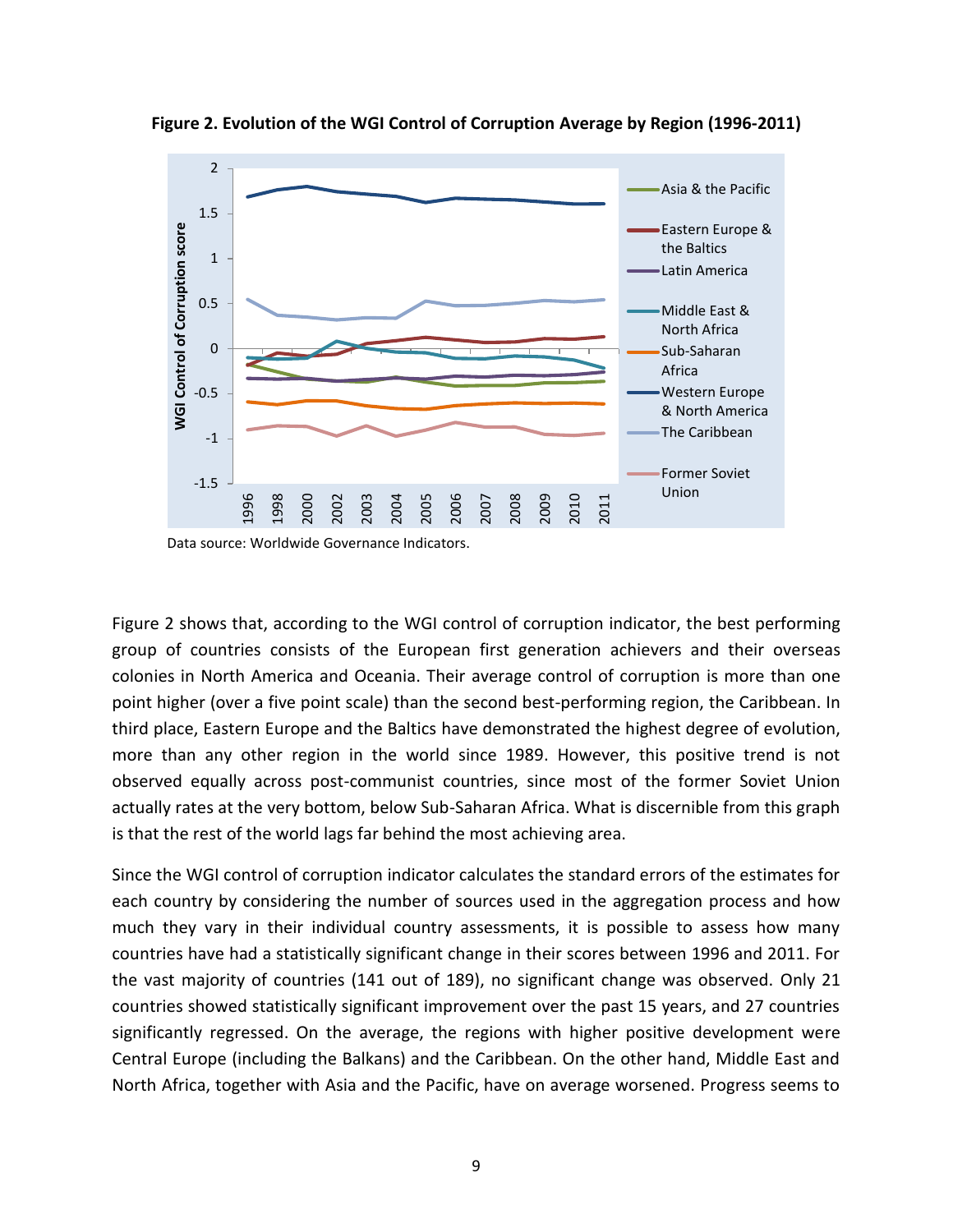**Figure 2. Evolution of the WGI Control of Corruption Average by Region (1996-2011)**

Data source: Worldwide Governance Indicators.

Figure 2 shows that, according to the WGI control of corruption indicator, the best performing group of countries consists of the European first generation achievers and their overseas colonies in North America and Oceania. Their average control of corruption is more than one point higher (over a five point scale) than the second best-performing region, the Caribbean. In third place, Eastern Europe and the Baltics have demonstrated the highest degree of evolution, more than any other region in the world since 1989. However, this positive trend is not observed equally across post-communist countries, since most of the former Soviet Union actually rates at the very bottom, below Sub-Saharan Africa. What is discernible from this graph is that the rest of the world lags far behind the most achieving area.

Since the WGI control of corruption indicator calculates the standard errors of the estimates for each country by considering the number of sources used in the aggregation process and how much they vary in their individual country assessments, it is possible to assess how many countries have had a statistically significant change in their scores between 1996 and 2011. For the vast majority of countries (141 out of 189), no significant change was observed. Only 21 countries showed statistically significant improvement over the past 15 years, and 27 countries significantly regressed. On the average, the regions with higher positive development were Central Europe (including the Balkans) and the Caribbean. On the other hand, Middle East and North Africa, together with Asia and the Pacific, have on average worsened. Progress seems to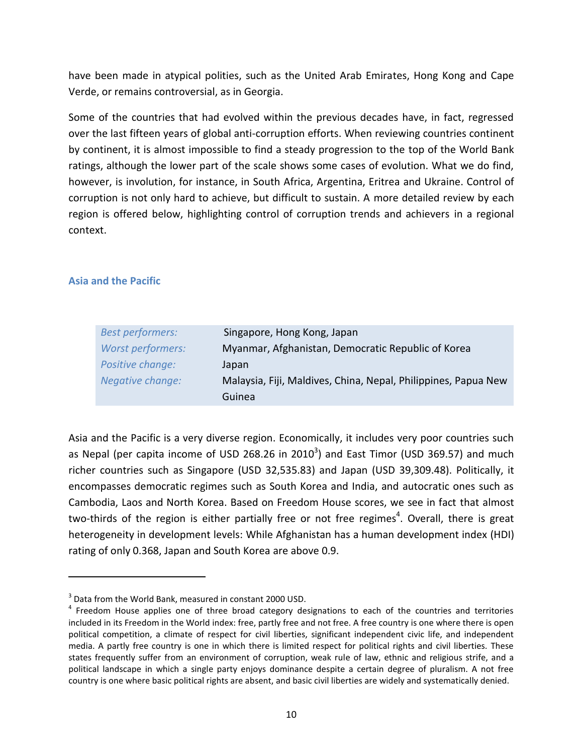have been made in atypical polities, such as the United Arab Emirates, Hong Kong and Cape Verde, or remains controversial, as in Georgia.

Some of the countries that had evolved within the previous decades have, in fact, regressed over the last fifteen years of global anti-corruption efforts. When reviewing countries continent by continent, it is almost impossible to find a steady progression to the top of the World Bank ratings, although the lower part of the scale shows some cases of evolution. What we do find, however, is involution, for instance, in South Africa, Argentina, Eritrea and Ukraine. Control of corruption is not only hard to achieve, but difficult to sustain. A more detailed review by each region is offered below, highlighting control of corruption trends and achievers in a regional context.

### Asia and the Pacific

| | |
|---|---|
| *Best performers:* | Singapore, Hong Kong, Japan |
| *Worst performers:* | Myanmar, Afghanistan, Democratic Republic of Korea |
| *Positive change:* | Japan |
| *Negative change:* | Malaysia, Fiji, Maldives, China, Nepal, Philippines, Papua New Guinea |

Asia and the Pacific is a very diverse region. Economically, it includes very poor countries such as Nepal (per capita income of USD 268.26 in 2010[3]) and East Timor (USD 369.57) and much richer countries such as Singapore (USD 32,535.83) and Japan (USD 39,309.48). Politically, it encompasses democratic regimes such as South Korea and India, and autocratic ones such as Cambodia, Laos and North Korea. Based on Freedom House scores, we see in fact that almost two-thirds of the region is either partially free or not free regimes[4]. Overall, there is great heterogeneity in development levels: While Afghanistan has a human development index (HDI) rating of only 0.368, Japan and South Korea are above 0.9.

---

[3] Data from the World Bank, measured in constant 2000 USD.

[4] Freedom House applies one of three broad category designations to each of the countries and territories included in its Freedom in the World index: free, partly free and not free. A free country is one where there is open political competition, a climate of respect for civil liberties, significant independent civic life, and independent media. A partly free country is one in which there is limited respect for political rights and civil liberties. These states frequently suffer from an environment of corruption, weak rule of law, ethnic and religious strife, and a political landscape in which a single party enjoys dominance despite a certain degree of pluralism. A not free country is one where basic political rights are absent, and basic civil liberties are widely and systematically denied.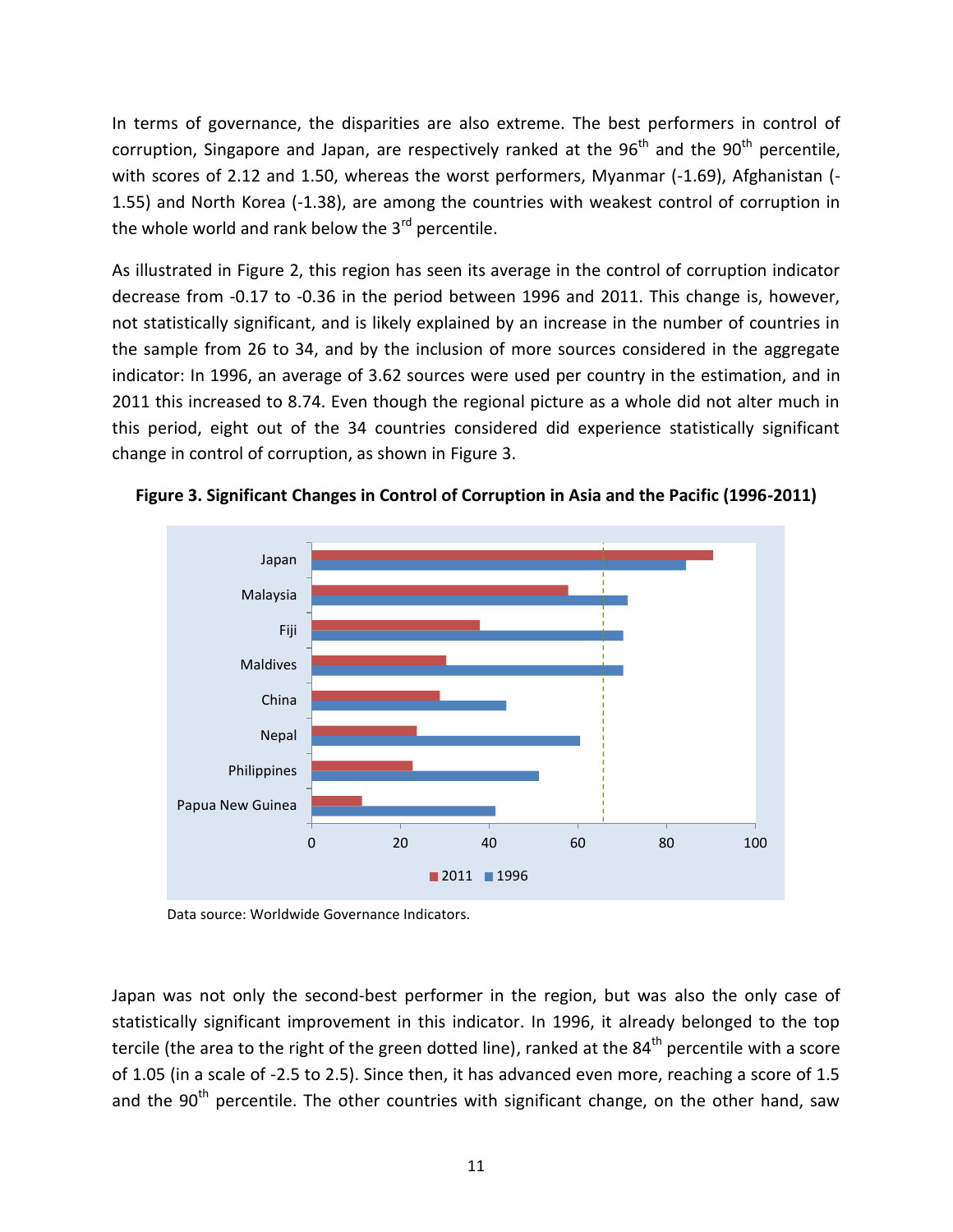In terms of governance, the disparities are also extreme. The best performers in control of corruption, Singapore and Japan, are respectively ranked at the 96th and the 90th percentile, with scores of 2.12 and 1.50, whereas the worst performers, Myanmar (-1.69), Afghanistan (-1.55) and North Korea (-1.38), are among the countries with weakest control of corruption in the whole world and rank below the 3rd percentile.

As illustrated in Figure 2, this region has seen its average in the control of corruption indicator decrease from -0.17 to -0.36 in the period between 1996 and 2011. This change is, however, not statistically significant, and is likely explained by an increase in the number of countries in the sample from 26 to 34, and by the inclusion of more sources considered in the aggregate indicator: In 1996, an average of 3.62 sources were used per country in the estimation, and in 2011 this increased to 8.74. Even though the regional picture as a whole did not alter much in this period, eight out of the 34 countries considered did experience statistically significant change in control of corruption, as shown in Figure 3.

**Figure 3. Significant Changes in Control of Corruption in Asia and the Pacific (1996-2011)**

Data source: Worldwide Governance Indicators.

Japan was not only the second-best performer in the region, but was also the only case of statistically significant improvement in this indicator. In 1996, it already belonged to the top tercile (the area to the right of the green dotted line), ranked at the 84th percentile with a score of 1.05 (in a scale of -2.5 to 2.5). Since then, it has advanced even more, reaching a score of 1.5 and the 90th percentile. The other countries with significant change, on the other hand, saw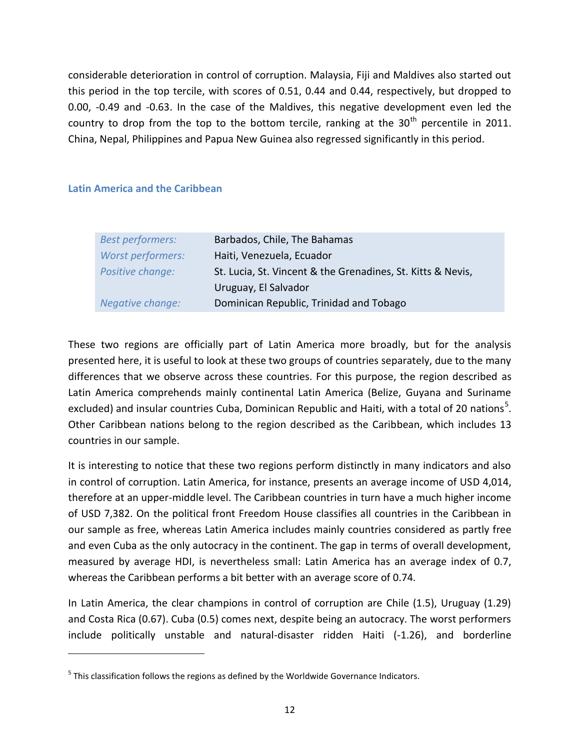considerable deterioration in control of corruption. Malaysia, Fiji and Maldives also started out this period in the top tercile, with scores of 0.51, 0.44 and 0.44, respectively, but dropped to 0.00, -0.49 and -0.63. In the case of the Maldives, this negative development even led the country to drop from the top to the bottom tercile, ranking at the 30th percentile in 2011. China, Nepal, Philippines and Papua New Guinea also regressed significantly in this period.

### Latin America and the Caribbean

| | |
|---|---|
| *Best performers:* | Barbados, Chile, The Bahamas |
| *Worst performers:* | Haiti, Venezuela, Ecuador |
| *Positive change:* | St. Lucia, St. Vincent & the Grenadines, St. Kitts & Nevis, Uruguay, El Salvador |
| *Negative change:* | Dominican Republic, Trinidad and Tobago |

These two regions are officially part of Latin America more broadly, but for the analysis presented here, it is useful to look at these two groups of countries separately, due to the many differences that we observe across these countries. For this purpose, the region described as Latin America comprehends mainly continental Latin America (Belize, Guyana and Suriname excluded) and insular countries Cuba, Dominican Republic and Haiti, with a total of 20 nations[5]. Other Caribbean nations belong to the region described as the Caribbean, which includes 13 countries in our sample.

It is interesting to notice that these two regions perform distinctly in many indicators and also in control of corruption. Latin America, for instance, presents an average income of USD 4,014, therefore at an upper-middle level. The Caribbean countries in turn have a much higher income of USD 7,382. On the political front Freedom House classifies all countries in the Caribbean in our sample as free, whereas Latin America includes mainly countries considered as partly free and even Cuba as the only autocracy in the continent. The gap in terms of overall development, measured by average HDI, is nevertheless small: Latin America has an average index of 0.7, whereas the Caribbean performs a bit better with an average score of 0.74.

In Latin America, the clear champions in control of corruption are Chile (1.5), Uruguay (1.29) and Costa Rica (0.67). Cuba (0.5) comes next, despite being an autocracy. The worst performers include politically unstable and natural-disaster ridden Haiti (-1.26), and borderline

[5] This classification follows the regions as defined by the Worldwide Governance Indicators.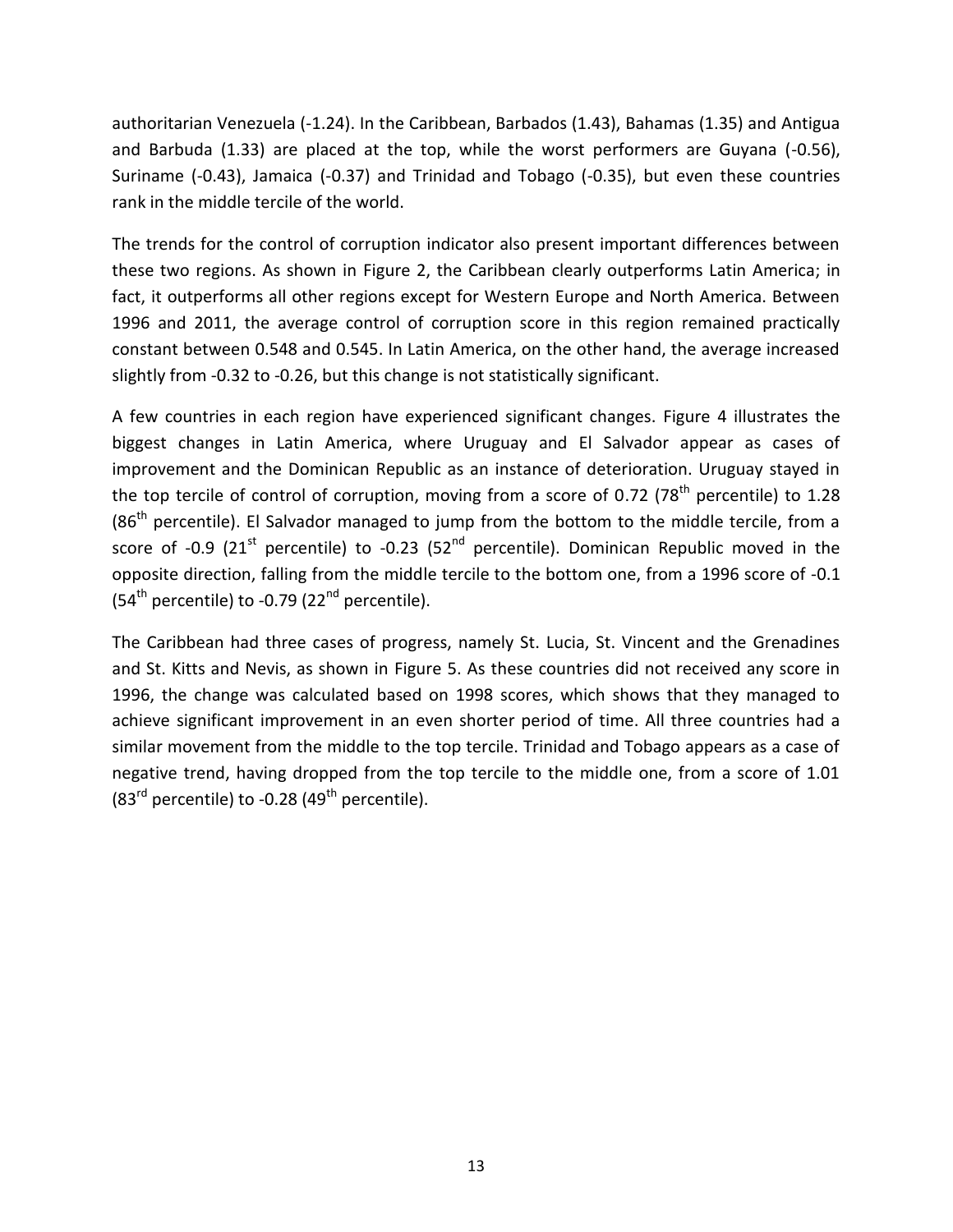authoritarian Venezuela (-1.24). In the Caribbean, Barbados (1.43), Bahamas (1.35) and Antigua and Barbuda (1.33) are placed at the top, while the worst performers are Guyana (-0.56), Suriname (-0.43), Jamaica (-0.37) and Trinidad and Tobago (-0.35), but even these countries rank in the middle tercile of the world.

The trends for the control of corruption indicator also present important differences between these two regions. As shown in Figure 2, the Caribbean clearly outperforms Latin America; in fact, it outperforms all other regions except for Western Europe and North America. Between 1996 and 2011, the average control of corruption score in this region remained practically constant between 0.548 and 0.545. In Latin America, on the other hand, the average increased slightly from -0.32 to -0.26, but this change is not statistically significant.

A few countries in each region have experienced significant changes. Figure 4 illustrates the biggest changes in Latin America, where Uruguay and El Salvador appear as cases of improvement and the Dominican Republic as an instance of deterioration. Uruguay stayed in the top tercile of control of corruption, moving from a score of 0.72 (78th percentile) to 1.28 (86th percentile). El Salvador managed to jump from the bottom to the middle tercile, from a score of -0.9 (21st percentile) to -0.23 (52nd percentile). Dominican Republic moved in the opposite direction, falling from the middle tercile to the bottom one, from a 1996 score of -0.1 (54th percentile) to -0.79 (22nd percentile).

The Caribbean had three cases of progress, namely St. Lucia, St. Vincent and the Grenadines and St. Kitts and Nevis, as shown in Figure 5. As these countries did not received any score in 1996, the change was calculated based on 1998 scores, which shows that they managed to achieve significant improvement in an even shorter period of time. All three countries had a similar movement from the middle to the top tercile. Trinidad and Tobago appears as a case of negative trend, having dropped from the top tercile to the middle one, from a score of 1.01 (83rd percentile) to -0.28 (49th percentile).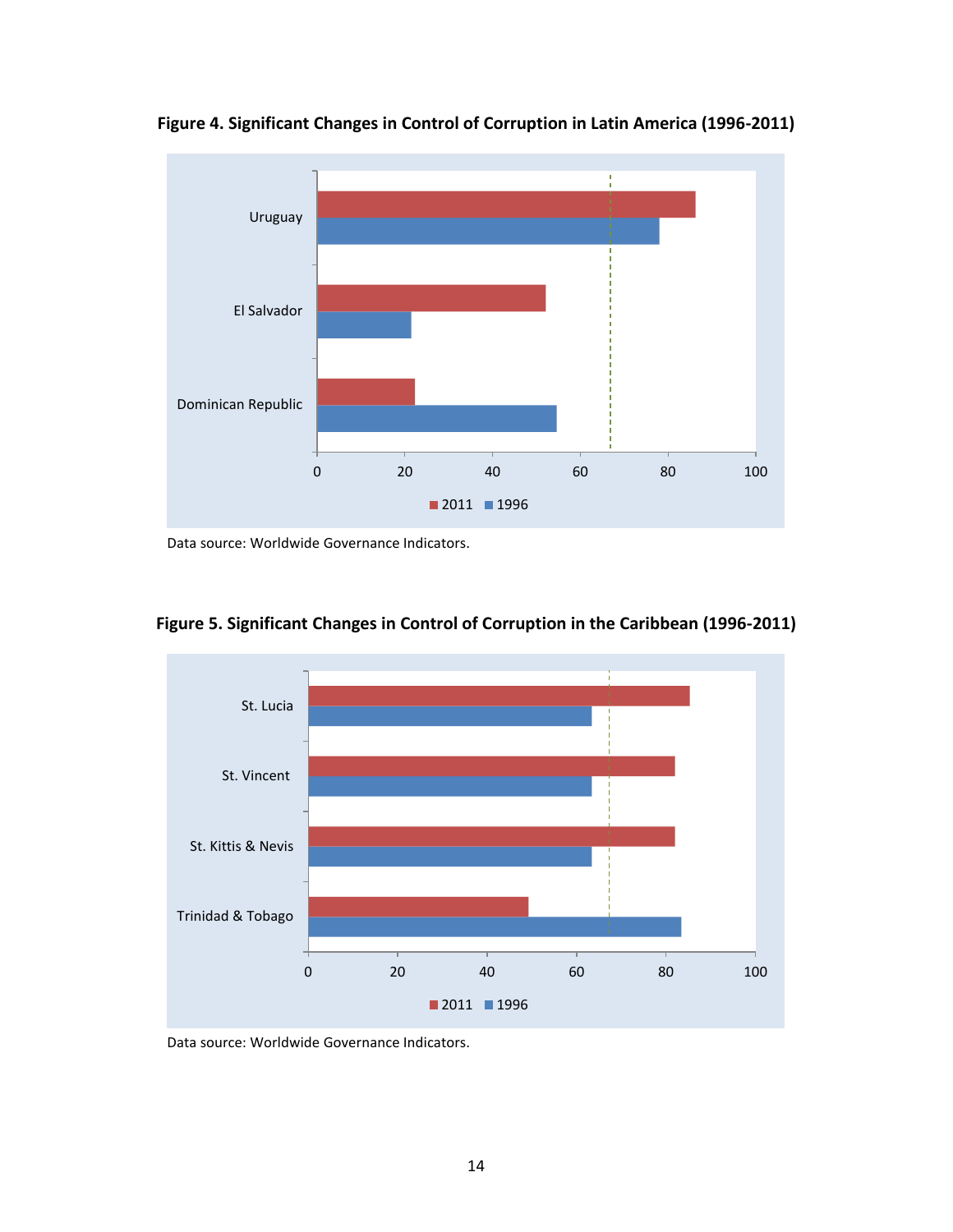**Figure 4. Significant Changes in Control of Corruption in Latin America (1996-2011)**

Data source: Worldwide Governance Indicators.

**Figure 5. Significant Changes in Control of Corruption in the Caribbean (1996-2011)**

Data source: Worldwide Governance Indicators.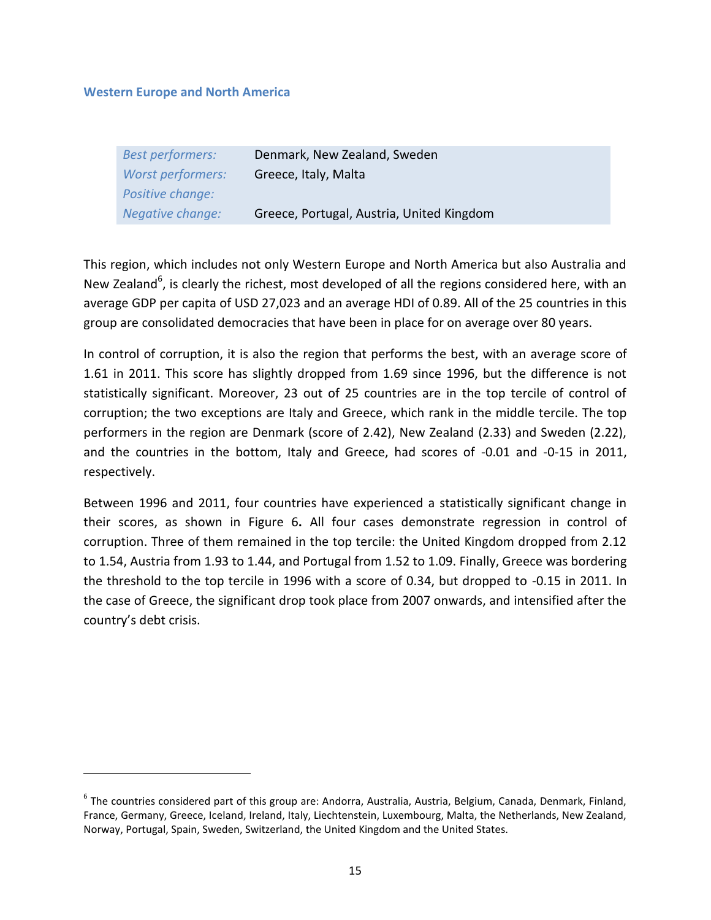### Western Europe and North America

| | |
|---|---|
| *Best performers:* | Denmark, New Zealand, Sweden |
| *Worst performers:* | Greece, Italy, Malta |
| *Positive change:* | |
| *Negative change:* | Greece, Portugal, Austria, United Kingdom |

This region, which includes not only Western Europe and North America but also Australia and New Zealand[6], is clearly the richest, most developed of all the regions considered here, with an average GDP per capita of USD 27,023 and an average HDI of 0.89. All of the 25 countries in this group are consolidated democracies that have been in place for on average over 80 years.

In control of corruption, it is also the region that performs the best, with an average score of 1.61 in 2011. This score has slightly dropped from 1.69 since 1996, but the difference is not statistically significant. Moreover, 23 out of 25 countries are in the top tercile of control of corruption; the two exceptions are Italy and Greece, which rank in the middle tercile. The top performers in the region are Denmark (score of 2.42), New Zealand (2.33) and Sweden (2.22), and the countries in the bottom, Italy and Greece, had scores of -0.01 and -0-15 in 2011, respectively.

Between 1996 and 2011, four countries have experienced a statistically significant change in their scores, as shown in Figure 6**.** All four cases demonstrate regression in control of corruption. Three of them remained in the top tercile: the United Kingdom dropped from 2.12 to 1.54, Austria from 1.93 to 1.44, and Portugal from 1.52 to 1.09. Finally, Greece was bordering the threshold to the top tercile in 1996 with a score of 0.34, but dropped to -0.15 in 2011. In the case of Greece, the significant drop took place from 2007 onwards, and intensified after the country's debt crisis.

---

[6] The countries considered part of this group are: Andorra, Australia, Austria, Belgium, Canada, Denmark, Finland, France, Germany, Greece, Iceland, Ireland, Italy, Liechtenstein, Luxembourg, Malta, the Netherlands, New Zealand, Norway, Portugal, Spain, Sweden, Switzerland, the United Kingdom and the United States.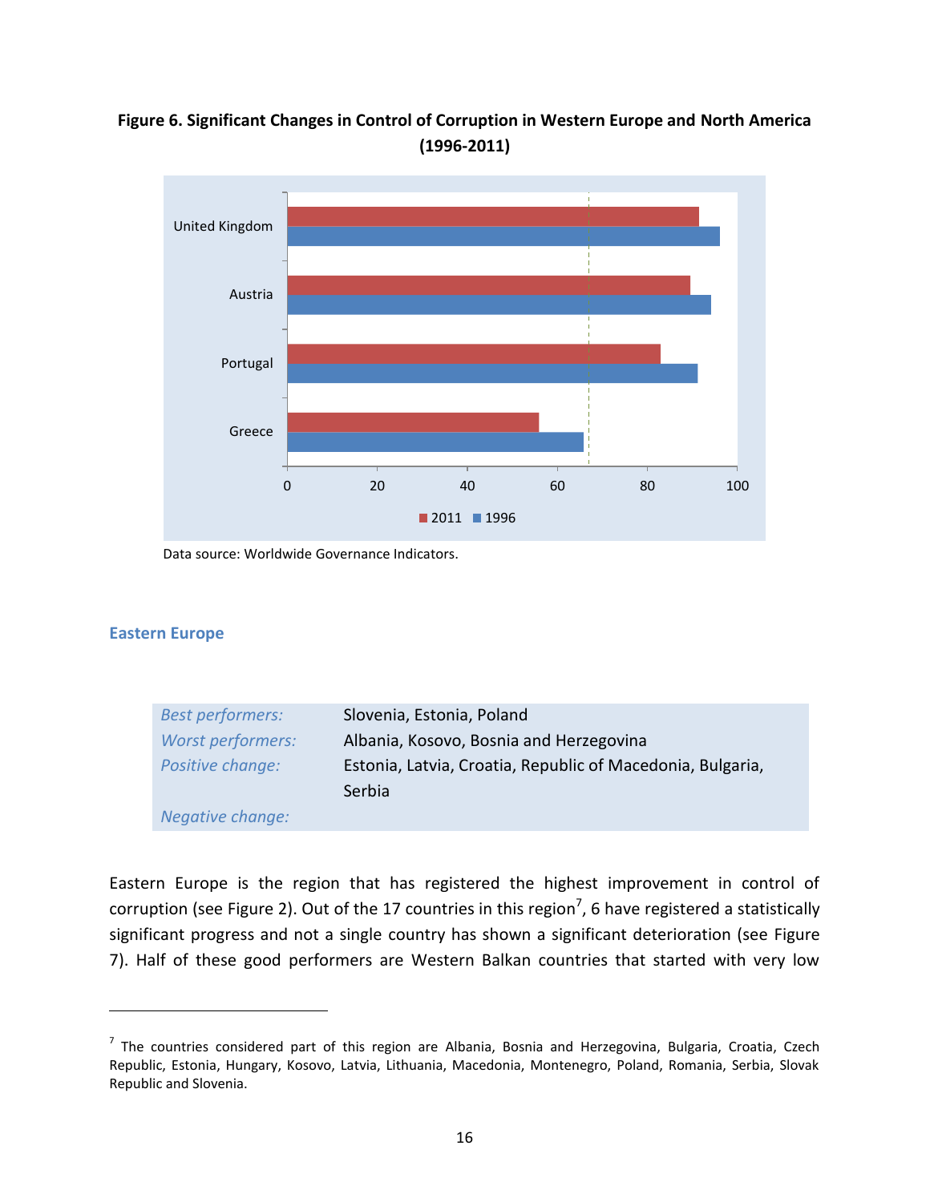**Figure 6. Significant Changes in Control of Corruption in Western Europe and North America (1996-2011)**

Data source: Worldwide Governance Indicators.

### Eastern Europe

| | |
|---|---|
| *Best performers:* | Slovenia, Estonia, Poland |
| *Worst performers:* | Albania, Kosovo, Bosnia and Herzegovina |
| *Positive change:* | Estonia, Latvia, Croatia, Republic of Macedonia, Bulgaria, Serbia |
| *Negative change:* | |

Eastern Europe is the region that has registered the highest improvement in control of corruption (see Figure 2). Out of the 17 countries in this region[7], 6 have registered a statistically significant progress and not a single country has shown a significant deterioration (see Figure 7). Half of these good performers are Western Balkan countries that started with very low

[7] The countries considered part of this region are Albania, Bosnia and Herzegovina, Bulgaria, Croatia, Czech Republic, Estonia, Hungary, Kosovo, Latvia, Lithuania, Macedonia, Montenegro, Poland, Romania, Serbia, Slovak Republic and Slovenia.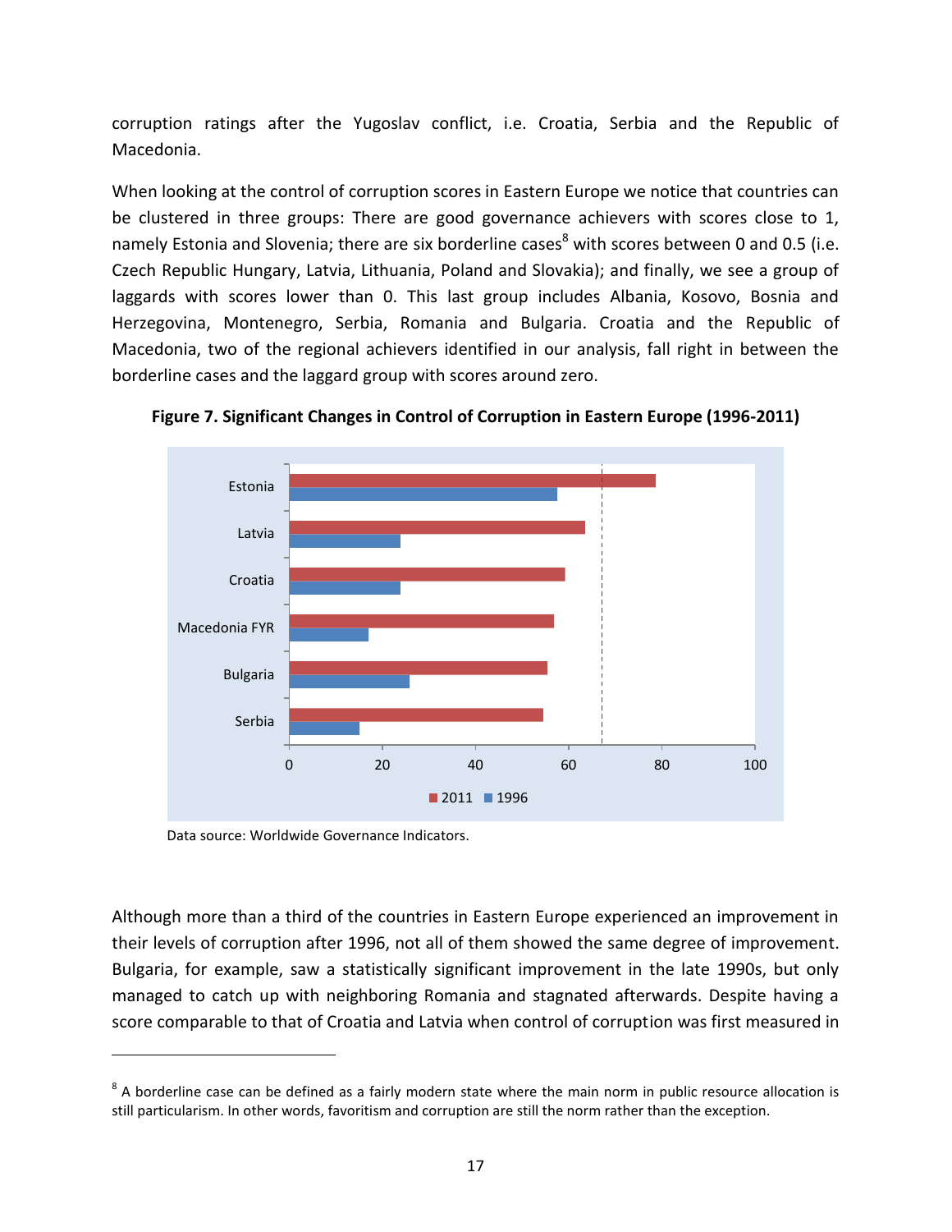corruption ratings after the Yugoslav conflict, i.e. Croatia, Serbia and the Republic of Macedonia.

When looking at the control of corruption scores in Eastern Europe we notice that countries can be clustered in three groups: There are good governance achievers with scores close to 1, namely Estonia and Slovenia; there are six borderline cases[8] with scores between 0 and 0.5 (i.e. Czech Republic Hungary, Latvia, Lithuania, Poland and Slovakia); and finally, we see a group of laggards with scores lower than 0. This last group includes Albania, Kosovo, Bosnia and Herzegovina, Montenegro, Serbia, Romania and Bulgaria. Croatia and the Republic of Macedonia, two of the regional achievers identified in our analysis, fall right in between the borderline cases and the laggard group with scores around zero.

**Figure 7. Significant Changes in Control of Corruption in Eastern Europe (1996-2011)**

Data source: Worldwide Governance Indicators.

Although more than a third of the countries in Eastern Europe experienced an improvement in their levels of corruption after 1996, not all of them showed the same degree of improvement. Bulgaria, for example, saw a statistically significant improvement in the late 1990s, but only managed to catch up with neighboring Romania and stagnated afterwards. Despite having a score comparable to that of Croatia and Latvia when control of corruption was first measured in

[8] A borderline case can be defined as a fairly modern state where the main norm in public resource allocation is still particularism. In other words, favoritism and corruption are still the norm rather than the exception.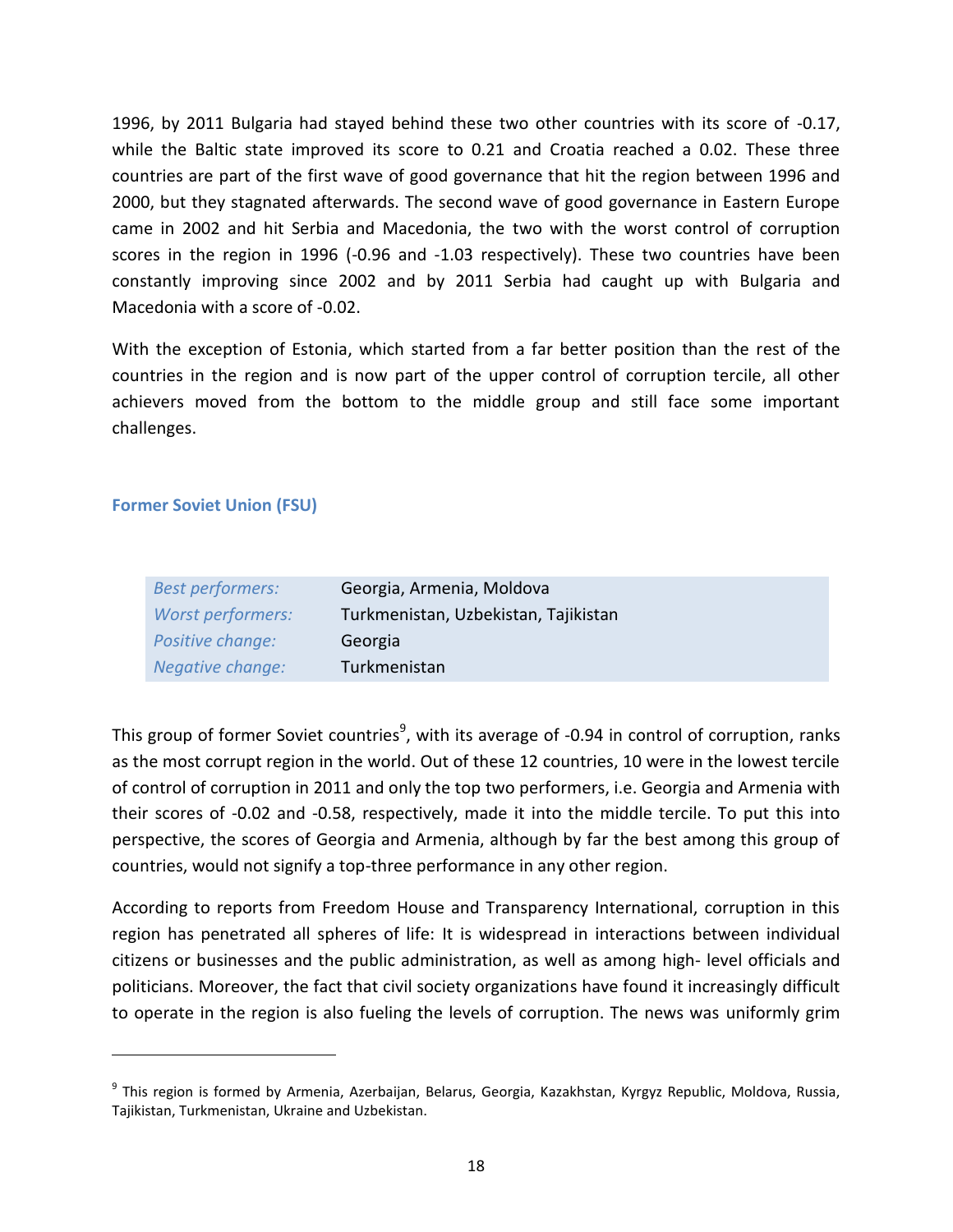1996, by 2011 Bulgaria had stayed behind these two other countries with its score of -0.17, while the Baltic state improved its score to 0.21 and Croatia reached a 0.02. These three countries are part of the first wave of good governance that hit the region between 1996 and 2000, but they stagnated afterwards. The second wave of good governance in Eastern Europe came in 2002 and hit Serbia and Macedonia, the two with the worst control of corruption scores in the region in 1996 (-0.96 and -1.03 respectively). These two countries have been constantly improving since 2002 and by 2011 Serbia had caught up with Bulgaria and Macedonia with a score of -0.02.

With the exception of Estonia, which started from a far better position than the rest of the countries in the region and is now part of the upper control of corruption tercile, all other achievers moved from the bottom to the middle group and still face some important challenges.

### Former Soviet Union (FSU)

| | |
|---|---|
| *Best performers:* | Georgia, Armenia, Moldova |
| *Worst performers:* | Turkmenistan, Uzbekistan, Tajikistan |
| *Positive change:* | Georgia |
| *Negative change:* | Turkmenistan |

This group of former Soviet countries[9], with its average of -0.94 in control of corruption, ranks as the most corrupt region in the world. Out of these 12 countries, 10 were in the lowest tercile of control of corruption in 2011 and only the top two performers, i.e. Georgia and Armenia with their scores of -0.02 and -0.58, respectively, made it into the middle tercile. To put this into perspective, the scores of Georgia and Armenia, although by far the best among this group of countries, would not signify a top-three performance in any other region.

According to reports from Freedom House and Transparency International, corruption in this region has penetrated all spheres of life: It is widespread in interactions between individual citizens or businesses and the public administration, as well as among high- level officials and politicians. Moreover, the fact that civil society organizations have found it increasingly difficult to operate in the region is also fueling the levels of corruption. The news was uniformly grim

[9] This region is formed by Armenia, Azerbaijan, Belarus, Georgia, Kazakhstan, Kyrgyz Republic, Moldova, Russia, Tajikistan, Turkmenistan, Ukraine and Uzbekistan.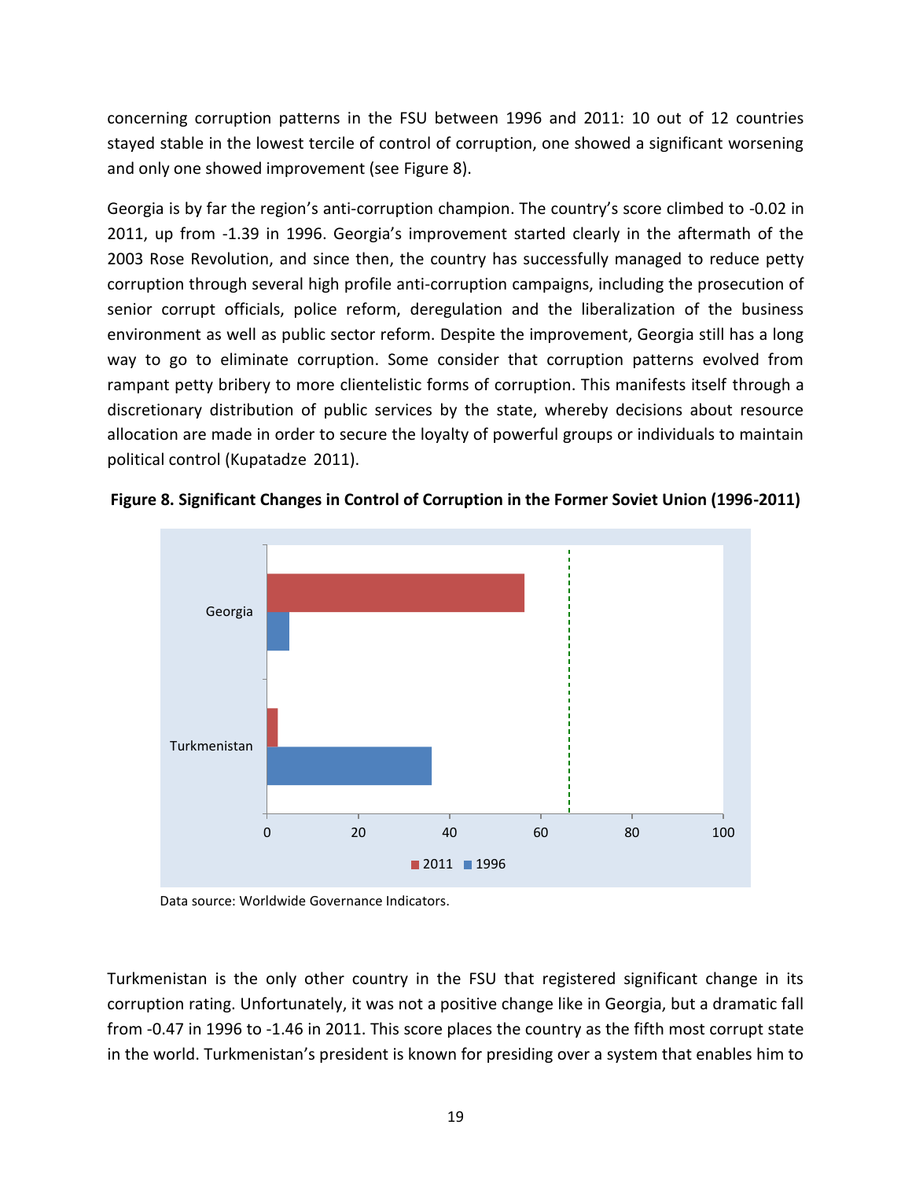concerning corruption patterns in the FSU between 1996 and 2011: 10 out of 12 countries stayed stable in the lowest tercile of control of corruption, one showed a significant worsening and only one showed improvement (see Figure 8).

Georgia is by far the region's anti-corruption champion. The country's score climbed to -0.02 in 2011, up from -1.39 in 1996. Georgia's improvement started clearly in the aftermath of the 2003 Rose Revolution, and since then, the country has successfully managed to reduce petty corruption through several high profile anti-corruption campaigns, including the prosecution of senior corrupt officials, police reform, deregulation and the liberalization of the business environment as well as public sector reform. Despite the improvement, Georgia still has a long way to go to eliminate corruption. Some consider that corruption patterns evolved from rampant petty bribery to more clientelistic forms of corruption. This manifests itself through a discretionary distribution of public services by the state, whereby decisions about resource allocation are made in order to secure the loyalty of powerful groups or individuals to maintain political control (Kupatadze 2011).

**Figure 8. Significant Changes in Control of Corruption in the Former Soviet Union (1996-2011)**

Data source: Worldwide Governance Indicators.

Turkmenistan is the only other country in the FSU that registered significant change in its corruption rating. Unfortunately, it was not a positive change like in Georgia, but a dramatic fall from -0.47 in 1996 to -1.46 in 2011. This score places the country as the fifth most corrupt state in the world. Turkmenistan's president is known for presiding over a system that enables him to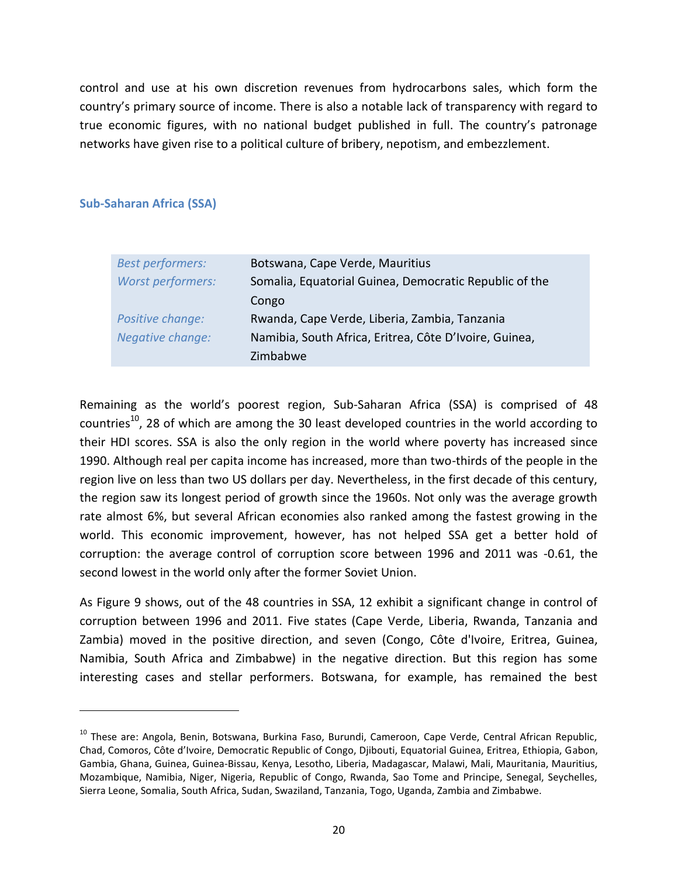control and use at his own discretion revenues from hydrocarbons sales, which form the country's primary source of income. There is also a notable lack of transparency with regard to true economic figures, with no national budget published in full. The country's patronage networks have given rise to a political culture of bribery, nepotism, and embezzlement.

### Sub-Saharan Africa (SSA)

| | |
|---|---|
| *Best performers:* | Botswana, Cape Verde, Mauritius |
| *Worst performers:* | Somalia, Equatorial Guinea, Democratic Republic of the Congo |
| *Positive change:* | Rwanda, Cape Verde, Liberia, Zambia, Tanzania |
| *Negative change:* | Namibia, South Africa, Eritrea, Côte D'Ivoire, Guinea, Zimbabwe |

Remaining as the world's poorest region, Sub-Saharan Africa (SSA) is comprised of 48 countries[10], 28 of which are among the 30 least developed countries in the world according to their HDI scores. SSA is also the only region in the world where poverty has increased since 1990. Although real per capita income has increased, more than two-thirds of the people in the region live on less than two US dollars per day. Nevertheless, in the first decade of this century, the region saw its longest period of growth since the 1960s. Not only was the average growth rate almost 6%, but several African economies also ranked among the fastest growing in the world. This economic improvement, however, has not helped SSA get a better hold of corruption: the average control of corruption score between 1996 and 2011 was -0.61, the second lowest in the world only after the former Soviet Union.

As Figure 9 shows, out of the 48 countries in SSA, 12 exhibit a significant change in control of corruption between 1996 and 2011. Five states (Cape Verde, Liberia, Rwanda, Tanzania and Zambia) moved in the positive direction, and seven (Congo, Côte d'Ivoire, Eritrea, Guinea, Namibia, South Africa and Zimbabwe) in the negative direction. But this region has some interesting cases and stellar performers. Botswana, for example, has remained the best

---

[10] These are: Angola, Benin, Botswana, Burkina Faso, Burundi, Cameroon, Cape Verde, Central African Republic, Chad, Comoros, Côte d'Ivoire, Democratic Republic of Congo, Djibouti, Equatorial Guinea, Eritrea, Ethiopia, Gabon, Gambia, Ghana, Guinea, Guinea-Bissau, Kenya, Lesotho, Liberia, Madagascar, Malawi, Mali, Mauritania, Mauritius, Mozambique, Namibia, Niger, Nigeria, Republic of Congo, Rwanda, Sao Tome and Principe, Senegal, Seychelles, Sierra Leone, Somalia, South Africa, Sudan, Swaziland, Tanzania, Togo, Uganda, Zambia and Zimbabwe.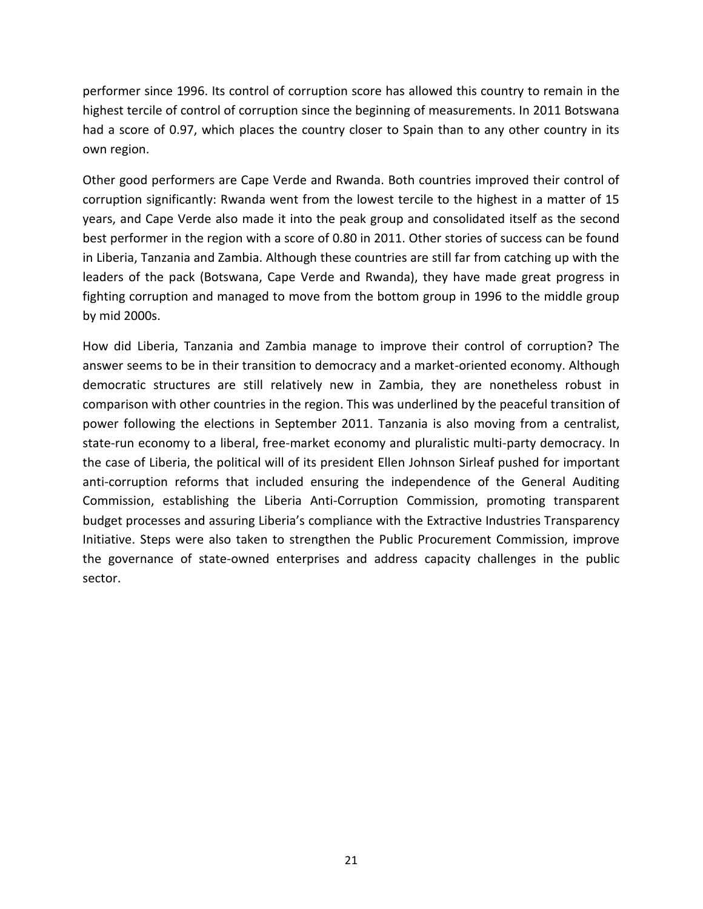performer since 1996. Its control of corruption score has allowed this country to remain in the highest tercile of control of corruption since the beginning of measurements. In 2011 Botswana had a score of 0.97, which places the country closer to Spain than to any other country in its own region.

Other good performers are Cape Verde and Rwanda. Both countries improved their control of corruption significantly: Rwanda went from the lowest tercile to the highest in a matter of 15 years, and Cape Verde also made it into the peak group and consolidated itself as the second best performer in the region with a score of 0.80 in 2011. Other stories of success can be found in Liberia, Tanzania and Zambia. Although these countries are still far from catching up with the leaders of the pack (Botswana, Cape Verde and Rwanda), they have made great progress in fighting corruption and managed to move from the bottom group in 1996 to the middle group by mid 2000s.

How did Liberia, Tanzania and Zambia manage to improve their control of corruption? The answer seems to be in their transition to democracy and a market-oriented economy. Although democratic structures are still relatively new in Zambia, they are nonetheless robust in comparison with other countries in the region. This was underlined by the peaceful transition of power following the elections in September 2011. Tanzania is also moving from a centralist, state-run economy to a liberal, free-market economy and pluralistic multi-party democracy. In the case of Liberia, the political will of its president Ellen Johnson Sirleaf pushed for important anti-corruption reforms that included ensuring the independence of the General Auditing Commission, establishing the Liberia Anti-Corruption Commission, promoting transparent budget processes and assuring Liberia's compliance with the Extractive Industries Transparency Initiative. Steps were also taken to strengthen the Public Procurement Commission, improve the governance of state-owned enterprises and address capacity challenges in the public sector.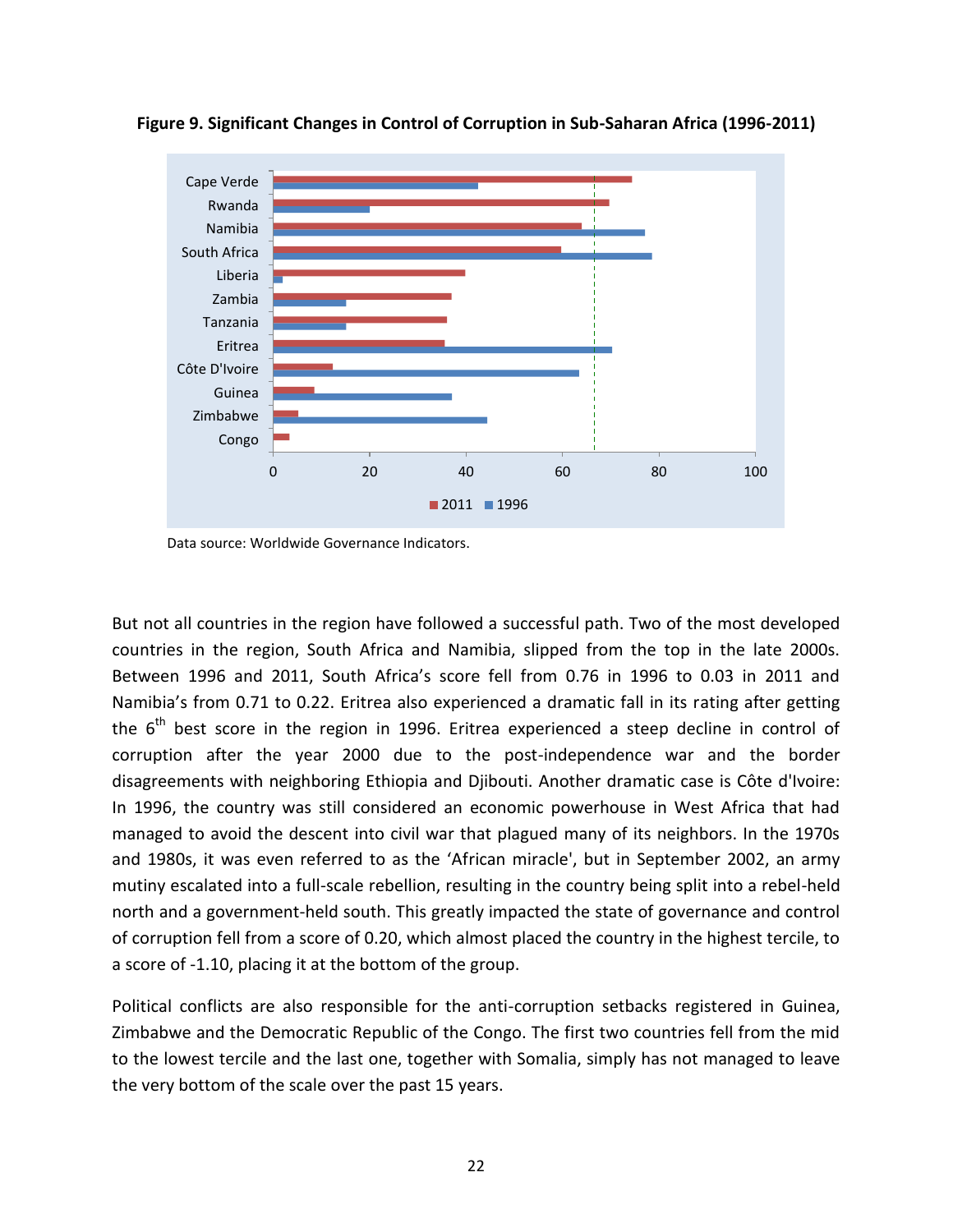**Figure 9. Significant Changes in Control of Corruption in Sub-Saharan Africa (1996-2011)**

Data source: Worldwide Governance Indicators.

But not all countries in the region have followed a successful path. Two of the most developed countries in the region, South Africa and Namibia, slipped from the top in the late 2000s. Between 1996 and 2011, South Africa's score fell from 0.76 in 1996 to 0.03 in 2011 and Namibia's from 0.71 to 0.22. Eritrea also experienced a dramatic fall in its rating after getting the 6th best score in the region in 1996. Eritrea experienced a steep decline in control of corruption after the year 2000 due to the post-independence war and the border disagreements with neighboring Ethiopia and Djibouti. Another dramatic case is Côte d'Ivoire: In 1996, the country was still considered an economic powerhouse in West Africa that had managed to avoid the descent into civil war that plagued many of its neighbors. In the 1970s and 1980s, it was even referred to as the 'African miracle', but in September 2002, an army mutiny escalated into a full-scale rebellion, resulting in the country being split into a rebel-held north and a government-held south. This greatly impacted the state of governance and control of corruption fell from a score of 0.20, which almost placed the country in the highest tercile, to a score of -1.10, placing it at the bottom of the group.

Political conflicts are also responsible for the anti-corruption setbacks registered in Guinea, Zimbabwe and the Democratic Republic of the Congo. The first two countries fell from the mid to the lowest tercile and the last one, together with Somalia, simply has not managed to leave the very bottom of the scale over the past 15 years.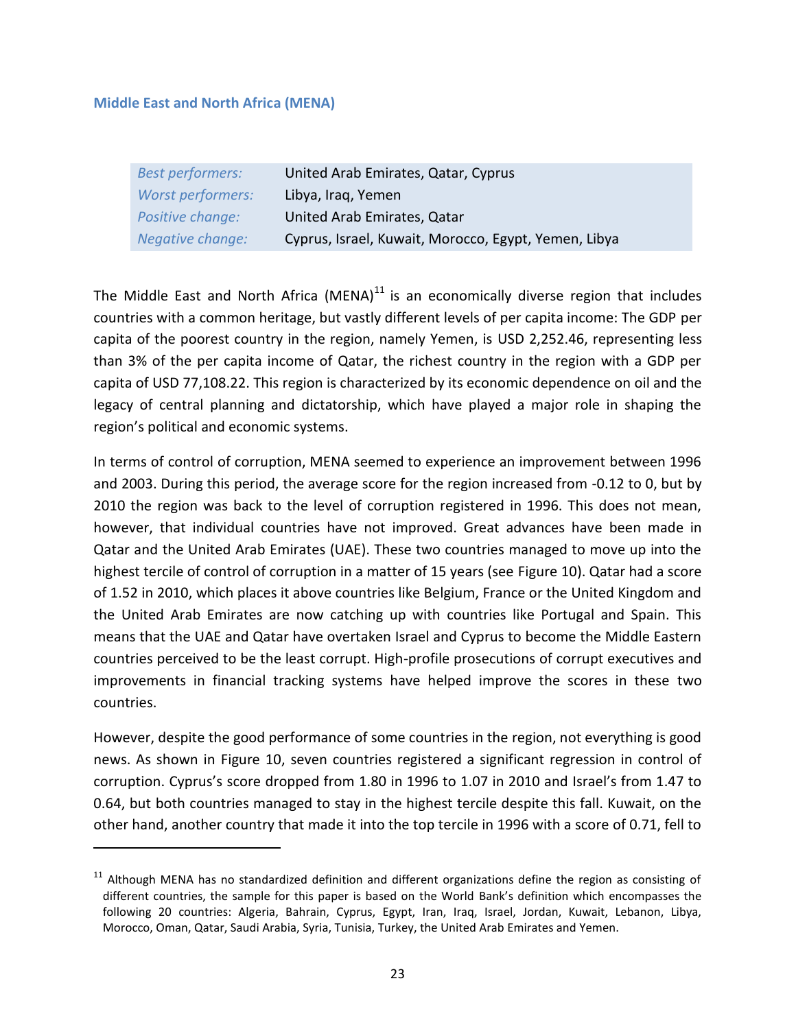### Middle East and North Africa (MENA)

| | |
|---|---|
| *Best performers:* | United Arab Emirates, Qatar, Cyprus |
| *Worst performers:* | Libya, Iraq, Yemen |
| *Positive change:* | United Arab Emirates, Qatar |
| *Negative change:* | Cyprus, Israel, Kuwait, Morocco, Egypt, Yemen, Libya |

The Middle East and North Africa (MENA)[11] is an economically diverse region that includes countries with a common heritage, but vastly different levels of per capita income: The GDP per capita of the poorest country in the region, namely Yemen, is USD 2,252.46, representing less than 3% of the per capita income of Qatar, the richest country in the region with a GDP per capita of USD 77,108.22. This region is characterized by its economic dependence on oil and the legacy of central planning and dictatorship, which have played a major role in shaping the region's political and economic systems.

In terms of control of corruption, MENA seemed to experience an improvement between 1996 and 2003. During this period, the average score for the region increased from -0.12 to 0, but by 2010 the region was back to the level of corruption registered in 1996. This does not mean, however, that individual countries have not improved. Great advances have been made in Qatar and the United Arab Emirates (UAE). These two countries managed to move up into the highest tercile of control of corruption in a matter of 15 years (see Figure 10). Qatar had a score of 1.52 in 2010, which places it above countries like Belgium, France or the United Kingdom and the United Arab Emirates are now catching up with countries like Portugal and Spain. This means that the UAE and Qatar have overtaken Israel and Cyprus to become the Middle Eastern countries perceived to be the least corrupt. High-profile prosecutions of corrupt executives and improvements in financial tracking systems have helped improve the scores in these two countries.

However, despite the good performance of some countries in the region, not everything is good news. As shown in Figure 10, seven countries registered a significant regression in control of corruption. Cyprus's score dropped from 1.80 in 1996 to 1.07 in 2010 and Israel's from 1.47 to 0.64, but both countries managed to stay in the highest tercile despite this fall. Kuwait, on the other hand, another country that made it into the top tercile in 1996 with a score of 0.71, fell to

[11] Although MENA has no standardized definition and different organizations define the region as consisting of different countries, the sample for this paper is based on the World Bank's definition which encompasses the following 20 countries: Algeria, Bahrain, Cyprus, Egypt, Iran, Iraq, Israel, Jordan, Kuwait, Lebanon, Libya, Morocco, Oman, Qatar, Saudi Arabia, Syria, Tunisia, Turkey, the United Arab Emirates and Yemen.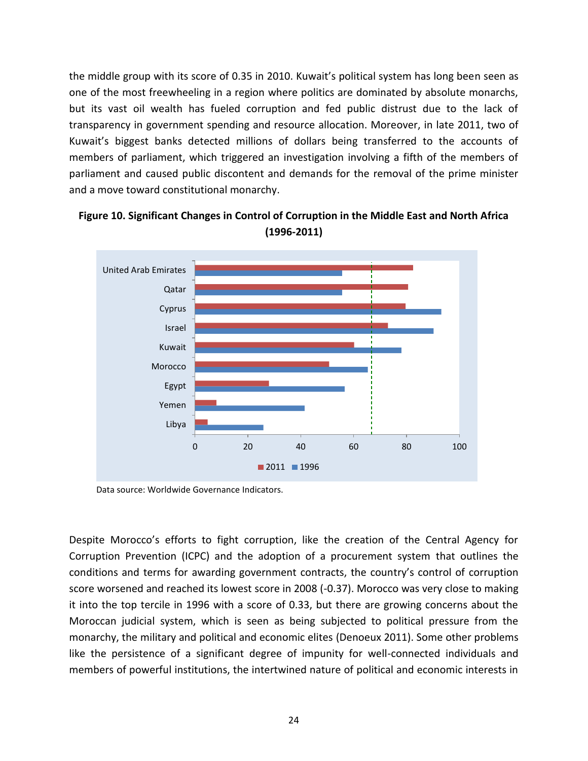the middle group with its score of 0.35 in 2010. Kuwait's political system has long been seen as one of the most freewheeling in a region where politics are dominated by absolute monarchs, but its vast oil wealth has fueled corruption and fed public distrust due to the lack of transparency in government spending and resource allocation. Moreover, in late 2011, two of Kuwait's biggest banks detected millions of dollars being transferred to the accounts of members of parliament, which triggered an investigation involving a fifth of the members of parliament and caused public discontent and demands for the removal of the prime minister and a move toward constitutional monarchy.

**Figure 10. Significant Changes in Control of Corruption in the Middle East and North Africa (1996-2011)**

Data source: Worldwide Governance Indicators.

Despite Morocco's efforts to fight corruption, like the creation of the Central Agency for Corruption Prevention (ICPC) and the adoption of a procurement system that outlines the conditions and terms for awarding government contracts, the country's control of corruption score worsened and reached its lowest score in 2008 (-0.37). Morocco was very close to making it into the top tercile in 1996 with a score of 0.33, but there are growing concerns about the Moroccan judicial system, which is seen as being subjected to political pressure from the monarchy, the military and political and economic elites (Denoeux 2011). Some other problems like the persistence of a significant degree of impunity for well-connected individuals and members of powerful institutions, the intertwined nature of political and economic interests in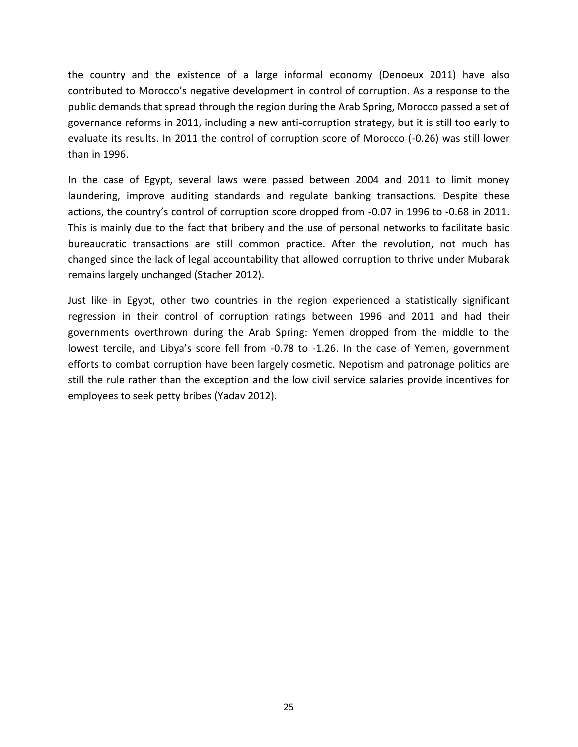the country and the existence of a large informal economy (Denoeux 2011) have also contributed to Morocco's negative development in control of corruption. As a response to the public demands that spread through the region during the Arab Spring, Morocco passed a set of governance reforms in 2011, including a new anti-corruption strategy, but it is still too early to evaluate its results. In 2011 the control of corruption score of Morocco (-0.26) was still lower than in 1996.

In the case of Egypt, several laws were passed between 2004 and 2011 to limit money laundering, improve auditing standards and regulate banking transactions. Despite these actions, the country's control of corruption score dropped from -0.07 in 1996 to -0.68 in 2011. This is mainly due to the fact that bribery and the use of personal networks to facilitate basic bureaucratic transactions are still common practice. After the revolution, not much has changed since the lack of legal accountability that allowed corruption to thrive under Mubarak remains largely unchanged (Stacher 2012).

Just like in Egypt, other two countries in the region experienced a statistically significant regression in their control of corruption ratings between 1996 and 2011 and had their governments overthrown during the Arab Spring: Yemen dropped from the middle to the lowest tercile, and Libya's score fell from -0.78 to -1.26. In the case of Yemen, government efforts to combat corruption have been largely cosmetic. Nepotism and patronage politics are still the rule rather than the exception and the low civil service salaries provide incentives for employees to seek petty bribes (Yadav 2012).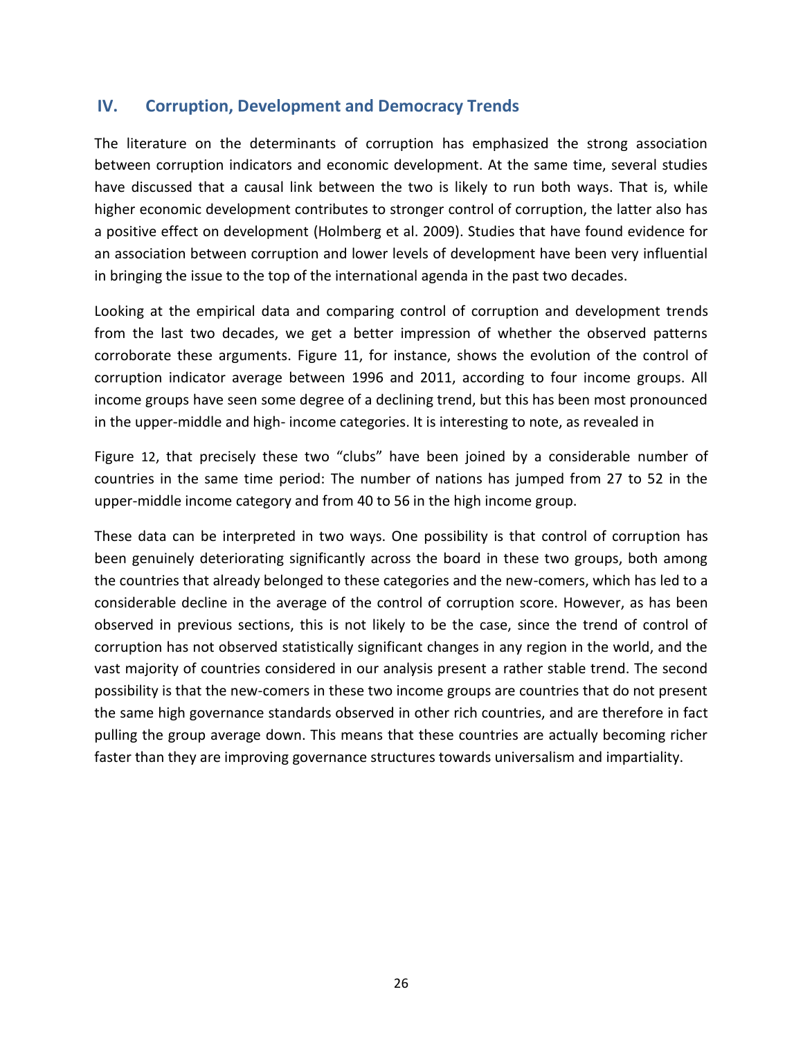## IV. Corruption, Development and Democracy Trends

The literature on the determinants of corruption has emphasized the strong association between corruption indicators and economic development. At the same time, several studies have discussed that a causal link between the two is likely to run both ways. That is, while higher economic development contributes to stronger control of corruption, the latter also has a positive effect on development (Holmberg et al. 2009). Studies that have found evidence for an association between corruption and lower levels of development have been very influential in bringing the issue to the top of the international agenda in the past two decades.

Looking at the empirical data and comparing control of corruption and development trends from the last two decades, we get a better impression of whether the observed patterns corroborate these arguments. Figure 11, for instance, shows the evolution of the control of corruption indicator average between 1996 and 2011, according to four income groups. All income groups have seen some degree of a declining trend, but this has been most pronounced in the upper-middle and high- income categories. It is interesting to note, as revealed in

Figure 12, that precisely these two "clubs" have been joined by a considerable number of countries in the same time period: The number of nations has jumped from 27 to 52 in the upper-middle income category and from 40 to 56 in the high income group.

These data can be interpreted in two ways. One possibility is that control of corruption has been genuinely deteriorating significantly across the board in these two groups, both among the countries that already belonged to these categories and the new-comers, which has led to a considerable decline in the average of the control of corruption score. However, as has been observed in previous sections, this is not likely to be the case, since the trend of control of corruption has not observed statistically significant changes in any region in the world, and the vast majority of countries considered in our analysis present a rather stable trend. The second possibility is that the new-comers in these two income groups are countries that do not present the same high governance standards observed in other rich countries, and are therefore in fact pulling the group average down. This means that these countries are actually becoming richer faster than they are improving governance structures towards universalism and impartiality.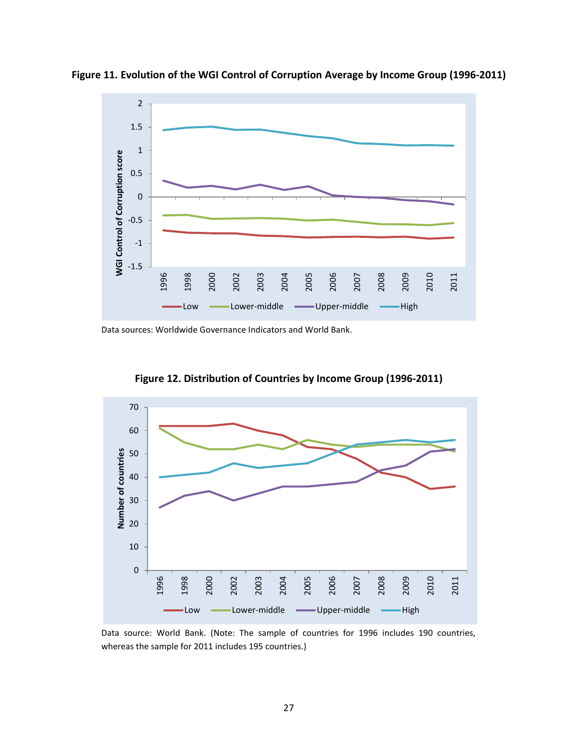**Figure 11. Evolution of the WGI Control of Corruption Average by Income Group (1996-2011)**

Data sources: Worldwide Governance Indicators and World Bank.

**Figure 12. Distribution of Countries by Income Group (1996-2011)**

Data source: World Bank. (Note: The sample of countries for 1996 includes 190 countries, whereas the sample for 2011 includes 195 countries.)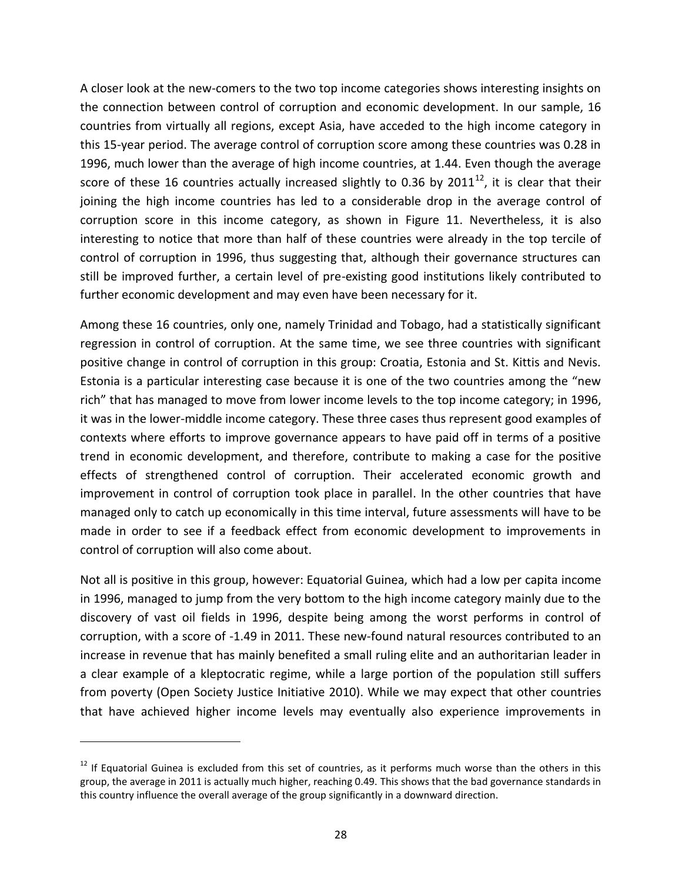A closer look at the new-comers to the two top income categories shows interesting insights on the connection between control of corruption and economic development. In our sample, 16 countries from virtually all regions, except Asia, have acceded to the high income category in this 15-year period. The average control of corruption score among these countries was 0.28 in 1996, much lower than the average of high income countries, at 1.44. Even though the average score of these 16 countries actually increased slightly to 0.36 by 2011[12], it is clear that their joining the high income countries has led to a considerable drop in the average control of corruption score in this income category, as shown in Figure 11. Nevertheless, it is also interesting to notice that more than half of these countries were already in the top tercile of control of corruption in 1996, thus suggesting that, although their governance structures can still be improved further, a certain level of pre-existing good institutions likely contributed to further economic development and may even have been necessary for it.

Among these 16 countries, only one, namely Trinidad and Tobago, had a statistically significant regression in control of corruption. At the same time, we see three countries with significant positive change in control of corruption in this group: Croatia, Estonia and St. Kittis and Nevis. Estonia is a particular interesting case because it is one of the two countries among the "new rich" that has managed to move from lower income levels to the top income category; in 1996, it was in the lower-middle income category. These three cases thus represent good examples of contexts where efforts to improve governance appears to have paid off in terms of a positive trend in economic development, and therefore, contribute to making a case for the positive effects of strengthened control of corruption. Their accelerated economic growth and improvement in control of corruption took place in parallel. In the other countries that have managed only to catch up economically in this time interval, future assessments will have to be made in order to see if a feedback effect from economic development to improvements in control of corruption will also come about.

Not all is positive in this group, however: Equatorial Guinea, which had a low per capita income in 1996, managed to jump from the very bottom to the high income category mainly due to the discovery of vast oil fields in 1996, despite being among the worst performs in control of corruption, with a score of -1.49 in 2011. These new-found natural resources contributed to an increase in revenue that has mainly benefited a small ruling elite and an authoritarian leader in a clear example of a kleptocratic regime, while a large portion of the population still suffers from poverty (Open Society Justice Initiative 2010). While we may expect that other countries that have achieved higher income levels may eventually also experience improvements in

[12] If Equatorial Guinea is excluded from this set of countries, as it performs much worse than the others in this group, the average in 2011 is actually much higher, reaching 0.49. This shows that the bad governance standards in this country influence the overall average of the group significantly in a downward direction.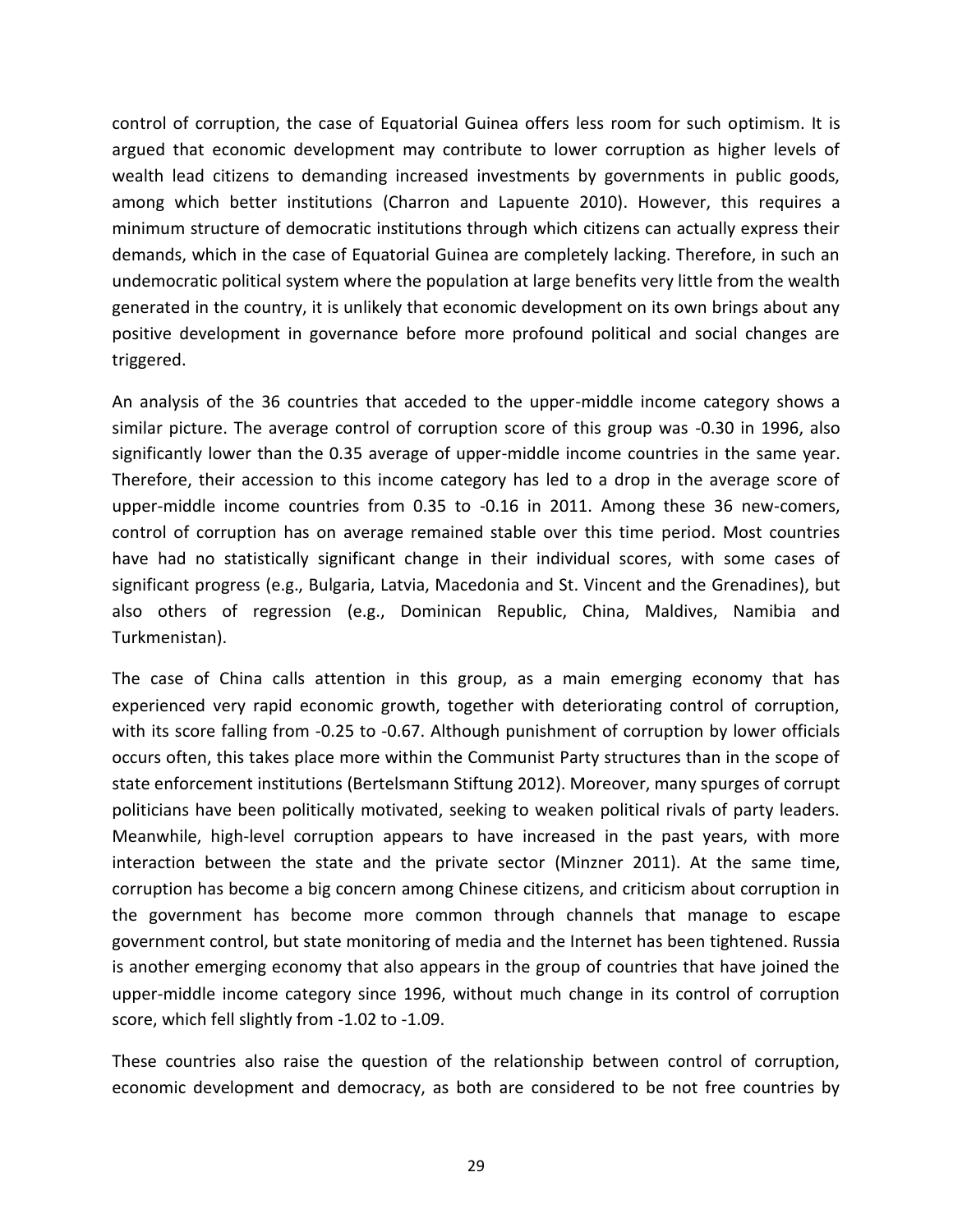control of corruption, the case of Equatorial Guinea offers less room for such optimism. It is argued that economic development may contribute to lower corruption as higher levels of wealth lead citizens to demanding increased investments by governments in public goods, among which better institutions (Charron and Lapuente 2010). However, this requires a minimum structure of democratic institutions through which citizens can actually express their demands, which in the case of Equatorial Guinea are completely lacking. Therefore, in such an undemocratic political system where the population at large benefits very little from the wealth generated in the country, it is unlikely that economic development on its own brings about any positive development in governance before more profound political and social changes are triggered.

An analysis of the 36 countries that acceded to the upper-middle income category shows a similar picture. The average control of corruption score of this group was -0.30 in 1996, also significantly lower than the 0.35 average of upper-middle income countries in the same year. Therefore, their accession to this income category has led to a drop in the average score of upper-middle income countries from 0.35 to -0.16 in 2011. Among these 36 new-comers, control of corruption has on average remained stable over this time period. Most countries have had no statistically significant change in their individual scores, with some cases of significant progress (e.g., Bulgaria, Latvia, Macedonia and St. Vincent and the Grenadines), but also others of regression (e.g., Dominican Republic, China, Maldives, Namibia and Turkmenistan).

The case of China calls attention in this group, as a main emerging economy that has experienced very rapid economic growth, together with deteriorating control of corruption, with its score falling from -0.25 to -0.67. Although punishment of corruption by lower officials occurs often, this takes place more within the Communist Party structures than in the scope of state enforcement institutions (Bertelsmann Stiftung 2012). Moreover, many spurges of corrupt politicians have been politically motivated, seeking to weaken political rivals of party leaders. Meanwhile, high-level corruption appears to have increased in the past years, with more interaction between the state and the private sector (Minzner 2011). At the same time, corruption has become a big concern among Chinese citizens, and criticism about corruption in the government has become more common through channels that manage to escape government control, but state monitoring of media and the Internet has been tightened. Russia is another emerging economy that also appears in the group of countries that have joined the upper-middle income category since 1996, without much change in its control of corruption score, which fell slightly from -1.02 to -1.09.

These countries also raise the question of the relationship between control of corruption, economic development and democracy, as both are considered to be not free countries by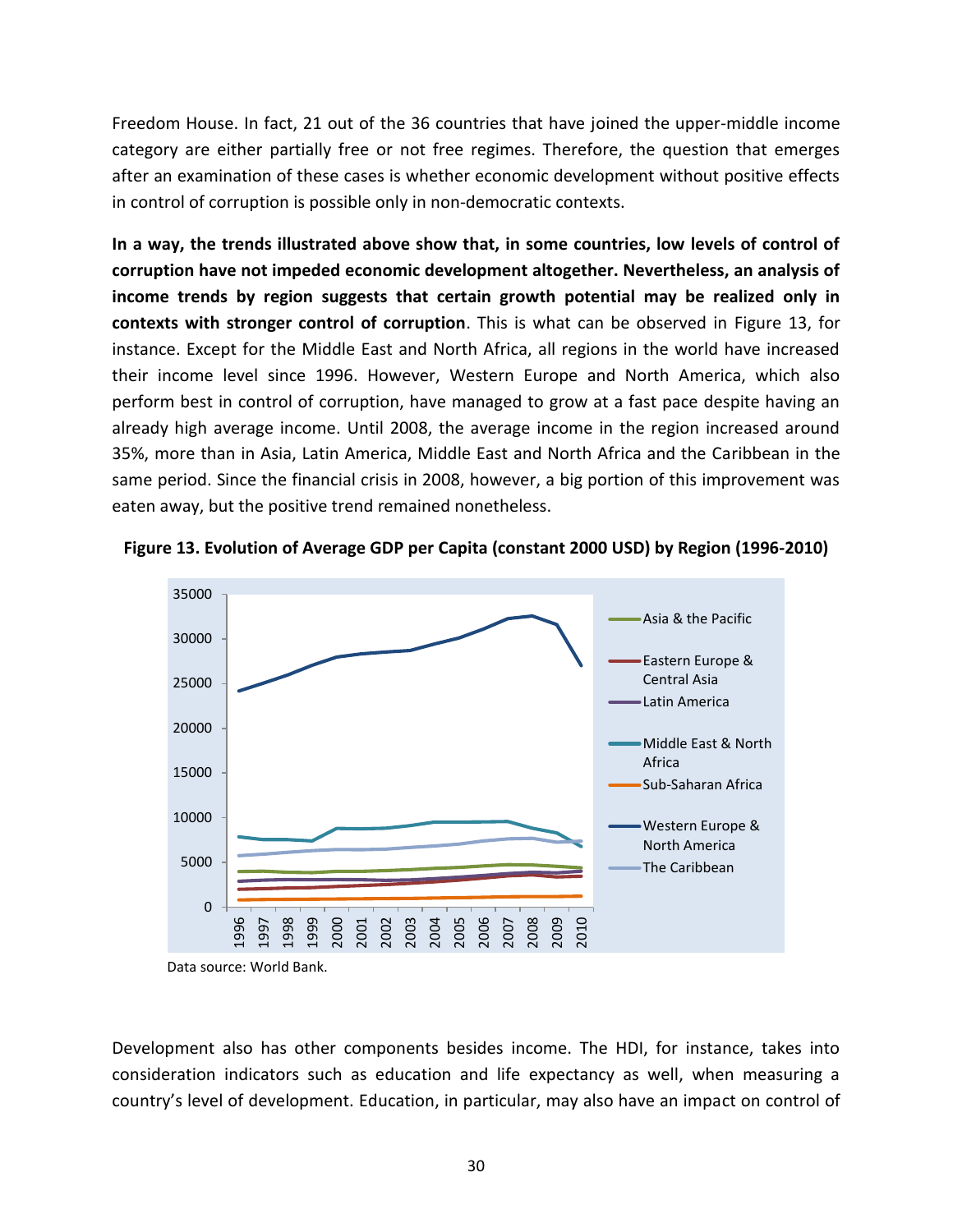Freedom House. In fact, 21 out of the 36 countries that have joined the upper-middle income category are either partially free or not free regimes. Therefore, the question that emerges after an examination of these cases is whether economic development without positive effects in control of corruption is possible only in non-democratic contexts.

**In a way, the trends illustrated above show that, in some countries, low levels of control of corruption have not impeded economic development altogether. Nevertheless, an analysis of income trends by region suggests that certain growth potential may be realized only in contexts with stronger control of corruption**. This is what can be observed in Figure 13, for instance. Except for the Middle East and North Africa, all regions in the world have increased their income level since 1996. However, Western Europe and North America, which also perform best in control of corruption, have managed to grow at a fast pace despite having an already high average income. Until 2008, the average income in the region increased around 35%, more than in Asia, Latin America, Middle East and North Africa and the Caribbean in the same period. Since the financial crisis in 2008, however, a big portion of this improvement was eaten away, but the positive trend remained nonetheless.

**Figure 13. Evolution of Average GDP per Capita (constant 2000 USD) by Region (1996-2010)**

Data source: World Bank.

Development also has other components besides income. The HDI, for instance, takes into consideration indicators such as education and life expectancy as well, when measuring a country's level of development. Education, in particular, may also have an impact on control of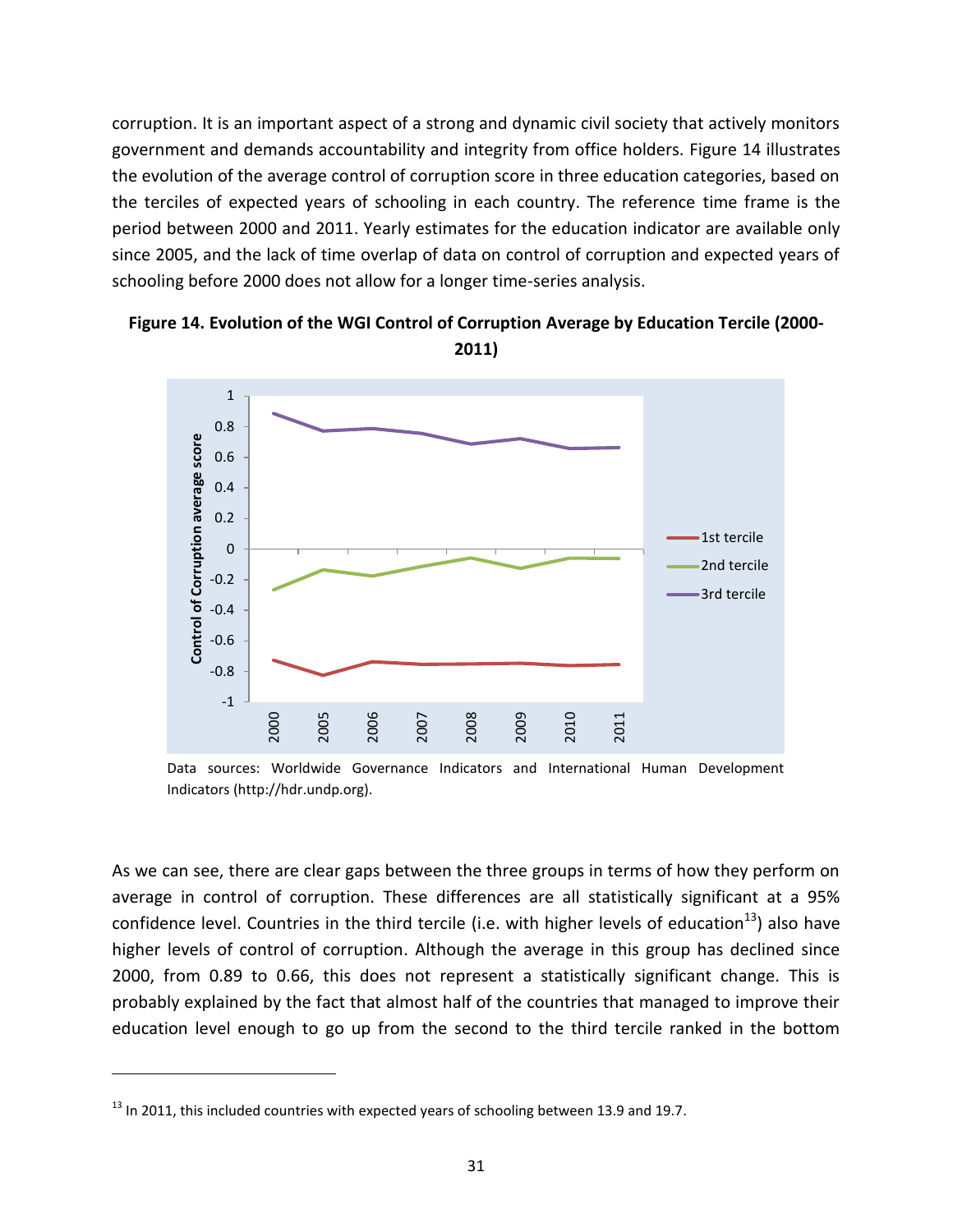corruption. It is an important aspect of a strong and dynamic civil society that actively monitors government and demands accountability and integrity from office holders. Figure 14 illustrates the evolution of the average control of corruption score in three education categories, based on the terciles of expected years of schooling in each country. The reference time frame is the period between 2000 and 2011. Yearly estimates for the education indicator are available only since 2005, and the lack of time overlap of data on control of corruption and expected years of schooling before 2000 does not allow for a longer time-series analysis.

**Figure 14. Evolution of the WGI Control of Corruption Average by Education Tercile (2000-2011)**

Data sources: Worldwide Governance Indicators and International Human Development Indicators (http://hdr.undp.org).

As we can see, there are clear gaps between the three groups in terms of how they perform on average in control of corruption. These differences are all statistically significant at a 95% confidence level. Countries in the third tercile (i.e. with higher levels of education[13]) also have higher levels of control of corruption. Although the average in this group has declined since 2000, from 0.89 to 0.66, this does not represent a statistically significant change. This is probably explained by the fact that almost half of the countries that managed to improve their education level enough to go up from the second to the third tercile ranked in the bottom

[13] In 2011, this included countries with expected years of schooling between 13.9 and 19.7.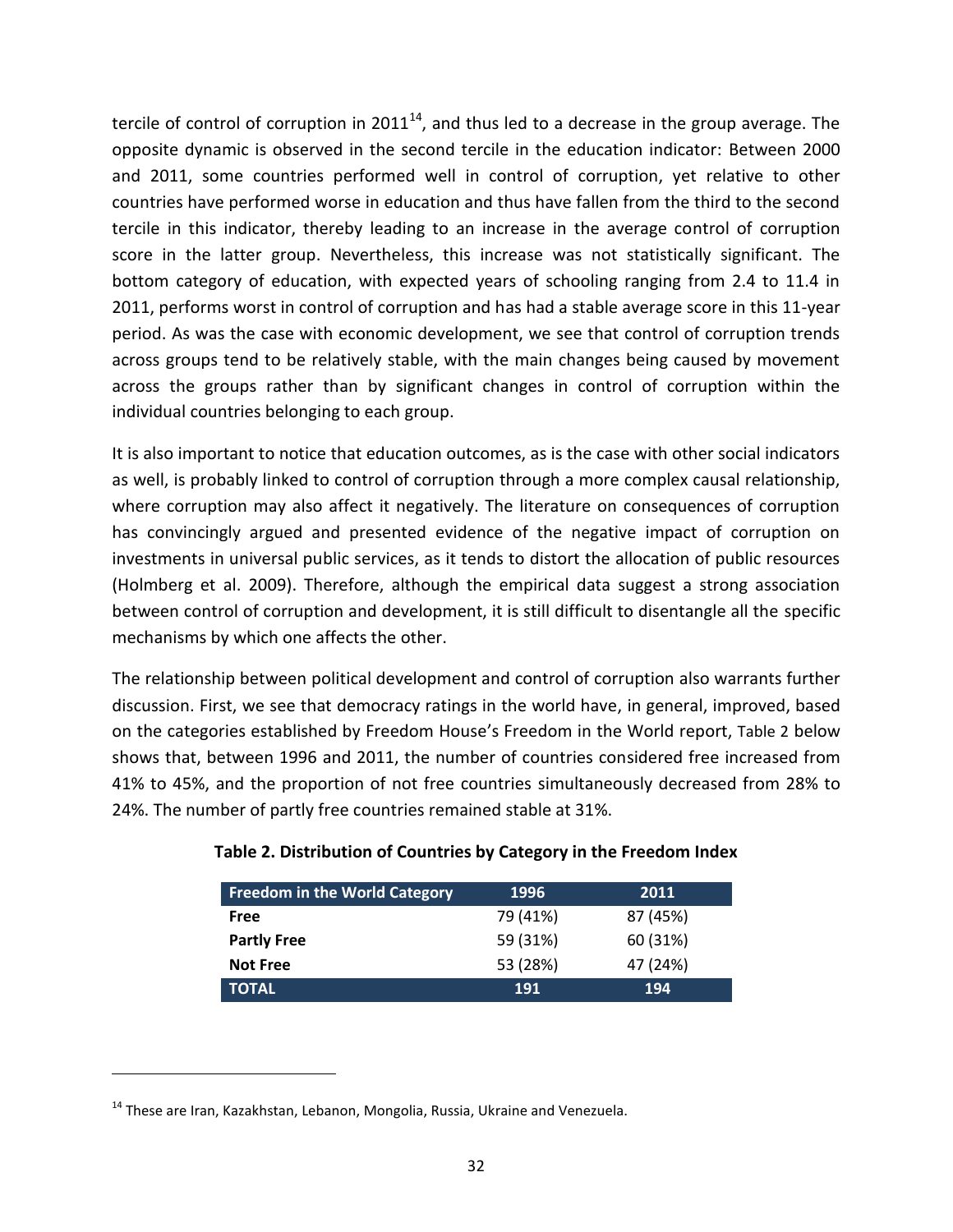tercile of control of corruption in 2011[14], and thus led to a decrease in the group average. The opposite dynamic is observed in the second tercile in the education indicator: Between 2000 and 2011, some countries performed well in control of corruption, yet relative to other countries have performed worse in education and thus have fallen from the third to the second tercile in this indicator, thereby leading to an increase in the average control of corruption score in the latter group. Nevertheless, this increase was not statistically significant. The bottom category of education, with expected years of schooling ranging from 2.4 to 11.4 in 2011, performs worst in control of corruption and has had a stable average score in this 11-year period. As was the case with economic development, we see that control of corruption trends across groups tend to be relatively stable, with the main changes being caused by movement across the groups rather than by significant changes in control of corruption within the individual countries belonging to each group.

It is also important to notice that education outcomes, as is the case with other social indicators as well, is probably linked to control of corruption through a more complex causal relationship, where corruption may also affect it negatively. The literature on consequences of corruption has convincingly argued and presented evidence of the negative impact of corruption on investments in universal public services, as it tends to distort the allocation of public resources (Holmberg et al. 2009). Therefore, although the empirical data suggest a strong association between control of corruption and development, it is still difficult to disentangle all the specific mechanisms by which one affects the other.

The relationship between political development and control of corruption also warrants further discussion. First, we see that democracy ratings in the world have, in general, improved, based on the categories established by Freedom House's Freedom in the World report, Table 2 below shows that, between 1996 and 2011, the number of countries considered free increased from 41% to 45%, and the proportion of not free countries simultaneously decreased from 28% to 24%. The number of partly free countries remained stable at 31%.

**Table 2. Distribution of Countries by Category in the Freedom Index**

| Freedom in the World Category | 1996 | 2011 |
|---|---|---|
| **Free** | 79 (41%) | 87 (45%) |
| **Partly Free** | 59 (31%) | 60 (31%) |
| **Not Free** | 53 (28%) | 47 (24%) |
| **TOTAL** | **191** | **194** |

[14] These are Iran, Kazakhstan, Lebanon, Mongolia, Russia, Ukraine and Venezuela.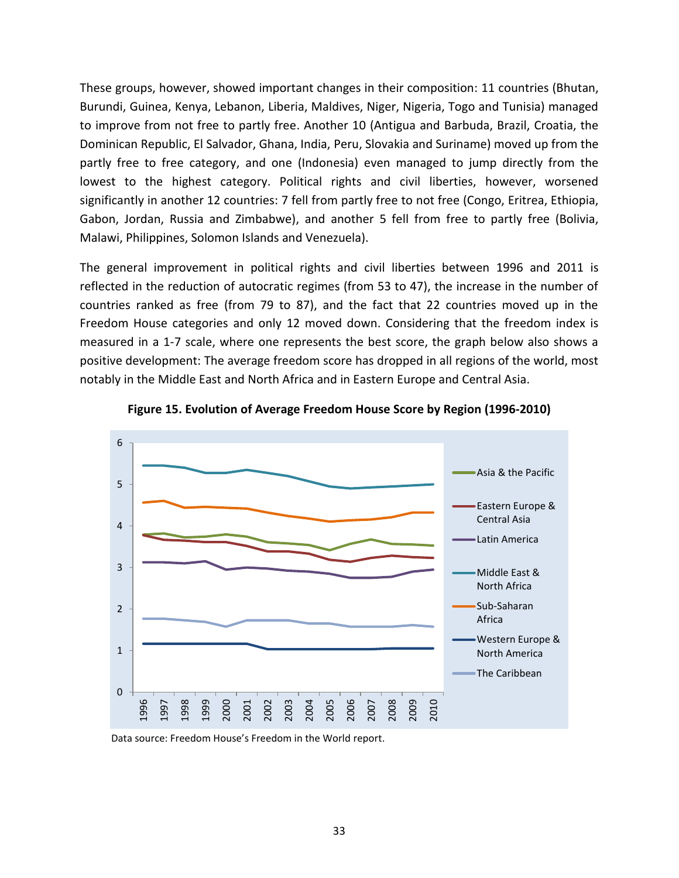These groups, however, showed important changes in their composition: 11 countries (Bhutan, Burundi, Guinea, Kenya, Lebanon, Liberia, Maldives, Niger, Nigeria, Togo and Tunisia) managed to improve from not free to partly free. Another 10 (Antigua and Barbuda, Brazil, Croatia, the Dominican Republic, El Salvador, Ghana, India, Peru, Slovakia and Suriname) moved up from the partly free to free category, and one (Indonesia) even managed to jump directly from the lowest to the highest category. Political rights and civil liberties, however, worsened significantly in another 12 countries: 7 fell from partly free to not free (Congo, Eritrea, Ethiopia, Gabon, Jordan, Russia and Zimbabwe), and another 5 fell from free to partly free (Bolivia, Malawi, Philippines, Solomon Islands and Venezuela).

The general improvement in political rights and civil liberties between 1996 and 2011 is reflected in the reduction of autocratic regimes (from 53 to 47), the increase in the number of countries ranked as free (from 79 to 87), and the fact that 22 countries moved up in the Freedom House categories and only 12 moved down. Considering that the freedom index is measured in a 1-7 scale, where one represents the best score, the graph below also shows a positive development: The average freedom score has dropped in all regions of the world, most notably in the Middle East and North Africa and in Eastern Europe and Central Asia.

**Figure 15. Evolution of Average Freedom House Score by Region (1996-2010)**

Data source: Freedom House's Freedom in the World report.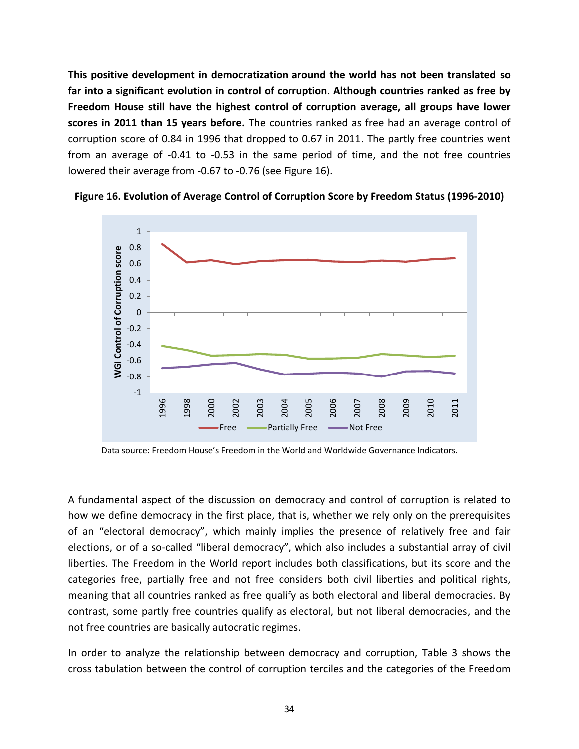**This positive development in democratization around the world has not been translated so far into a significant evolution in control of corruption**. **Although countries ranked as free by Freedom House still have the highest control of corruption average, all groups have lower scores in 2011 than 15 years before.** The countries ranked as free had an average control of corruption score of 0.84 in 1996 that dropped to 0.67 in 2011. The partly free countries went from an average of -0.41 to -0.53 in the same period of time, and the not free countries lowered their average from -0.67 to -0.76 (see Figure 16).

**Figure 16. Evolution of Average Control of Corruption Score by Freedom Status (1996-2010)**

Data source: Freedom House's Freedom in the World and Worldwide Governance Indicators.

A fundamental aspect of the discussion on democracy and control of corruption is related to how we define democracy in the first place, that is, whether we rely only on the prerequisites of an "electoral democracy", which mainly implies the presence of relatively free and fair elections, or of a so-called "liberal democracy", which also includes a substantial array of civil liberties. The Freedom in the World report includes both classifications, but its score and the categories free, partially free and not free considers both civil liberties and political rights, meaning that all countries ranked as free qualify as both electoral and liberal democracies. By contrast, some partly free countries qualify as electoral, but not liberal democracies, and the not free countries are basically autocratic regimes.

In order to analyze the relationship between democracy and corruption, Table 3 shows the cross tabulation between the control of corruption terciles and the categories of the Freedom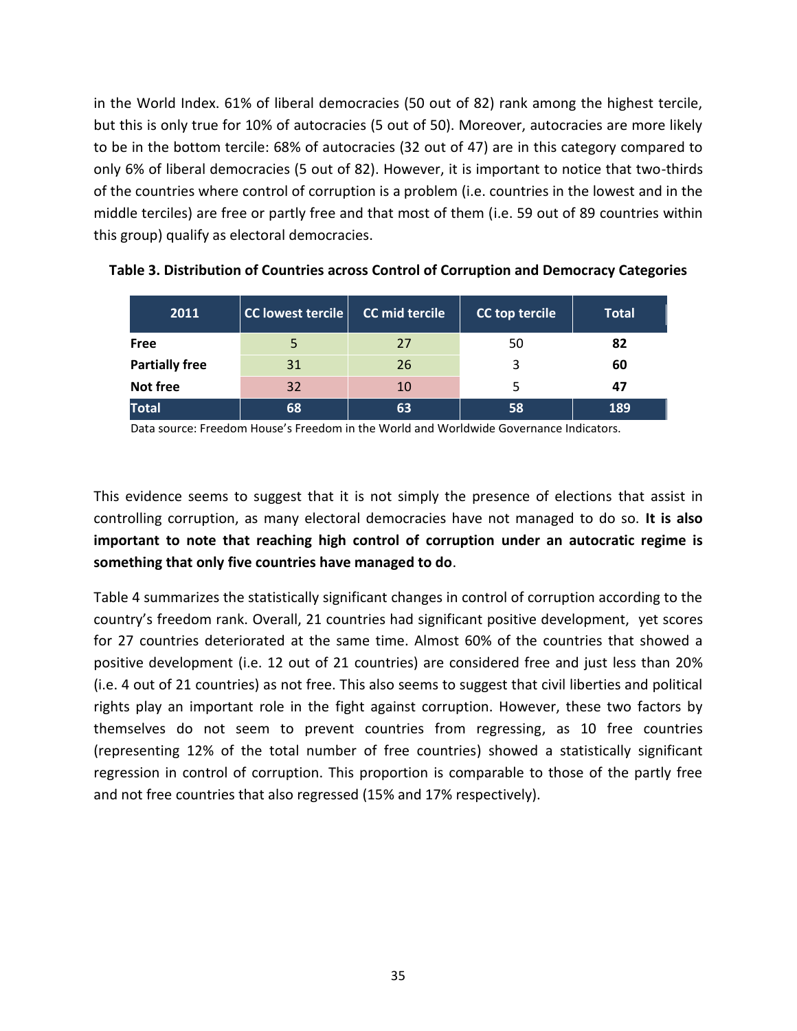in the World Index. 61% of liberal democracies (50 out of 82) rank among the highest tercile, but this is only true for 10% of autocracies (5 out of 50). Moreover, autocracies are more likely to be in the bottom tercile: 68% of autocracies (32 out of 47) are in this category compared to only 6% of liberal democracies (5 out of 82). However, it is important to notice that two-thirds of the countries where control of corruption is a problem (i.e. countries in the lowest and in the middle terciles) are free or partly free and that most of them (i.e. 59 out of 89 countries within this group) qualify as electoral democracies.

**Table 3. Distribution of Countries across Control of Corruption and Democracy Categories**

| 2011 | CC lowest tercile | CC mid tercile | CC top tercile | Total |
|---|---|---|---|---|
| **Free** | 5 | 27 | 50 | **82** |
| **Partially free** | 31 | 26 | 3 | **60** |
| **Not free** | 32 | 10 | 5 | **47** |
| **Total** | **68** | **63** | **58** | **189** |

Data source: Freedom House's Freedom in the World and Worldwide Governance Indicators.

This evidence seems to suggest that it is not simply the presence of elections that assist in controlling corruption, as many electoral democracies have not managed to do so. **It is also important to note that reaching high control of corruption under an autocratic regime is something that only five countries have managed to do**.

Table 4 summarizes the statistically significant changes in control of corruption according to the country's freedom rank. Overall, 21 countries had significant positive development, yet scores for 27 countries deteriorated at the same time. Almost 60% of the countries that showed a positive development (i.e. 12 out of 21 countries) are considered free and just less than 20% (i.e. 4 out of 21 countries) as not free. This also seems to suggest that civil liberties and political rights play an important role in the fight against corruption. However, these two factors by themselves do not seem to prevent countries from regressing, as 10 free countries (representing 12% of the total number of free countries) showed a statistically significant regression in control of corruption. This proportion is comparable to those of the partly free and not free countries that also regressed (15% and 17% respectively).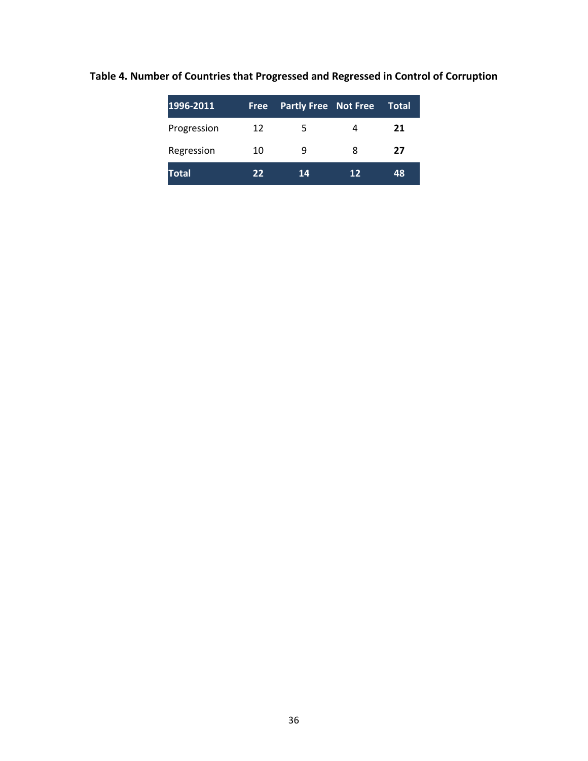**Table 4. Number of Countries that Progressed and Regressed in Control of Corruption**

| 1996-2011 | Free | Partly Free | Not Free | Total |
|---|---|---|---|---|
| Progression | 12 | 5 | 4 | **21** |
| Regression | 10 | 9 | 8 | **27** |
| **Total** | **22** | **14** | **12** | **48** |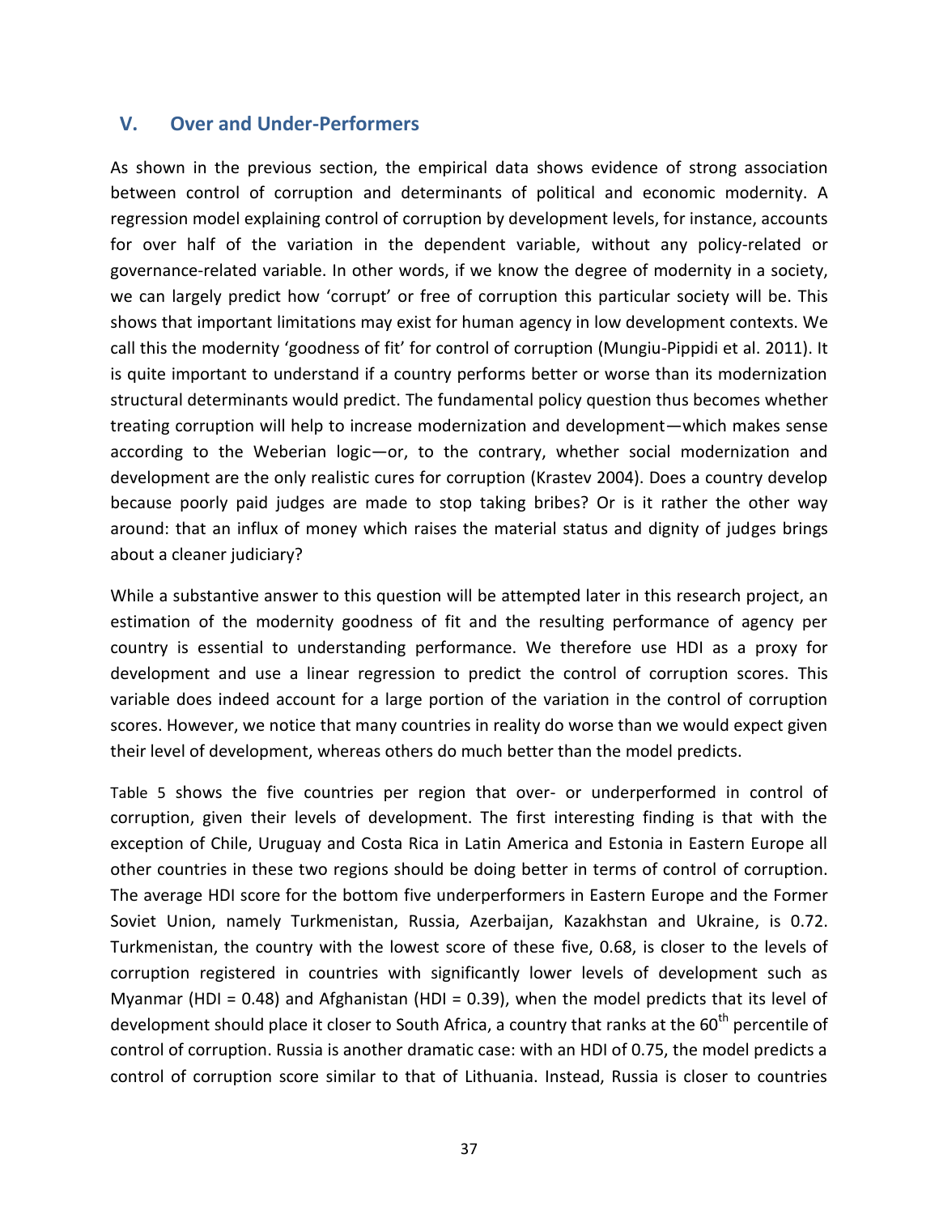## V. Over and Under-Performers

As shown in the previous section, the empirical data shows evidence of strong association between control of corruption and determinants of political and economic modernity. A regression model explaining control of corruption by development levels, for instance, accounts for over half of the variation in the dependent variable, without any policy-related or governance-related variable. In other words, if we know the degree of modernity in a society, we can largely predict how 'corrupt' or free of corruption this particular society will be. This shows that important limitations may exist for human agency in low development contexts. We call this the modernity 'goodness of fit' for control of corruption (Mungiu-Pippidi et al. 2011). It is quite important to understand if a country performs better or worse than its modernization structural determinants would predict. The fundamental policy question thus becomes whether treating corruption will help to increase modernization and development—which makes sense according to the Weberian logic—or, to the contrary, whether social modernization and development are the only realistic cures for corruption (Krastev 2004). Does a country develop because poorly paid judges are made to stop taking bribes? Or is it rather the other way around: that an influx of money which raises the material status and dignity of judges brings about a cleaner judiciary?

While a substantive answer to this question will be attempted later in this research project, an estimation of the modernity goodness of fit and the resulting performance of agency per country is essential to understanding performance. We therefore use HDI as a proxy for development and use a linear regression to predict the control of corruption scores. This variable does indeed account for a large portion of the variation in the control of corruption scores. However, we notice that many countries in reality do worse than we would expect given their level of development, whereas others do much better than the model predicts.

Table 5 shows the five countries per region that over- or underperformed in control of corruption, given their levels of development. The first interesting finding is that with the exception of Chile, Uruguay and Costa Rica in Latin America and Estonia in Eastern Europe all other countries in these two regions should be doing better in terms of control of corruption. The average HDI score for the bottom five underperformers in Eastern Europe and the Former Soviet Union, namely Turkmenistan, Russia, Azerbaijan, Kazakhstan and Ukraine, is 0.72. Turkmenistan, the country with the lowest score of these five, 0.68, is closer to the levels of corruption registered in countries with significantly lower levels of development such as Myanmar (HDI = 0.48) and Afghanistan (HDI = 0.39), when the model predicts that its level of development should place it closer to South Africa, a country that ranks at the 60th percentile of control of corruption. Russia is another dramatic case: with an HDI of 0.75, the model predicts a control of corruption score similar to that of Lithuania. Instead, Russia is closer to countries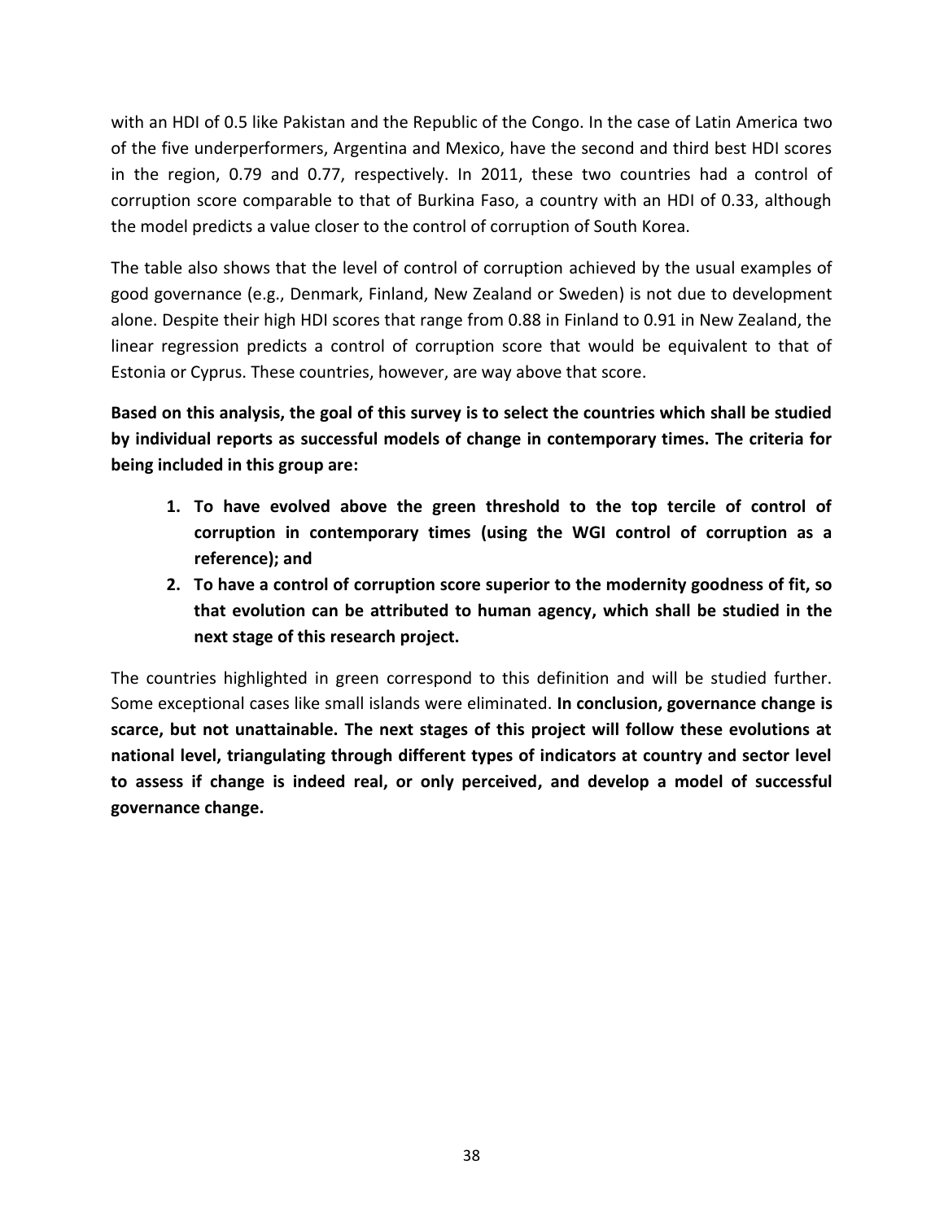with an HDI of 0.5 like Pakistan and the Republic of the Congo. In the case of Latin America two of the five underperformers, Argentina and Mexico, have the second and third best HDI scores in the region, 0.79 and 0.77, respectively. In 2011, these two countries had a control of corruption score comparable to that of Burkina Faso, a country with an HDI of 0.33, although the model predicts a value closer to the control of corruption of South Korea.

The table also shows that the level of control of corruption achieved by the usual examples of good governance (e.g., Denmark, Finland, New Zealand or Sweden) is not due to development alone. Despite their high HDI scores that range from 0.88 in Finland to 0.91 in New Zealand, the linear regression predicts a control of corruption score that would be equivalent to that of Estonia or Cyprus. These countries, however, are way above that score.

**Based on this analysis, the goal of this survey is to select the countries which shall be studied by individual reports as successful models of change in contemporary times. The criteria for being included in this group are:**

1. **To have evolved above the green threshold to the top tercile of control of corruption in contemporary times (using the WGI control of corruption as a reference); and**
2. **To have a control of corruption score superior to the modernity goodness of fit, so that evolution can be attributed to human agency, which shall be studied in the next stage of this research project.**

The countries highlighted in green correspond to this definition and will be studied further. Some exceptional cases like small islands were eliminated. **In conclusion, governance change is scarce, but not unattainable. The next stages of this project will follow these evolutions at national level, triangulating through different types of indicators at country and sector level to assess if change is indeed real, or only perceived, and develop a model of successful governance change.**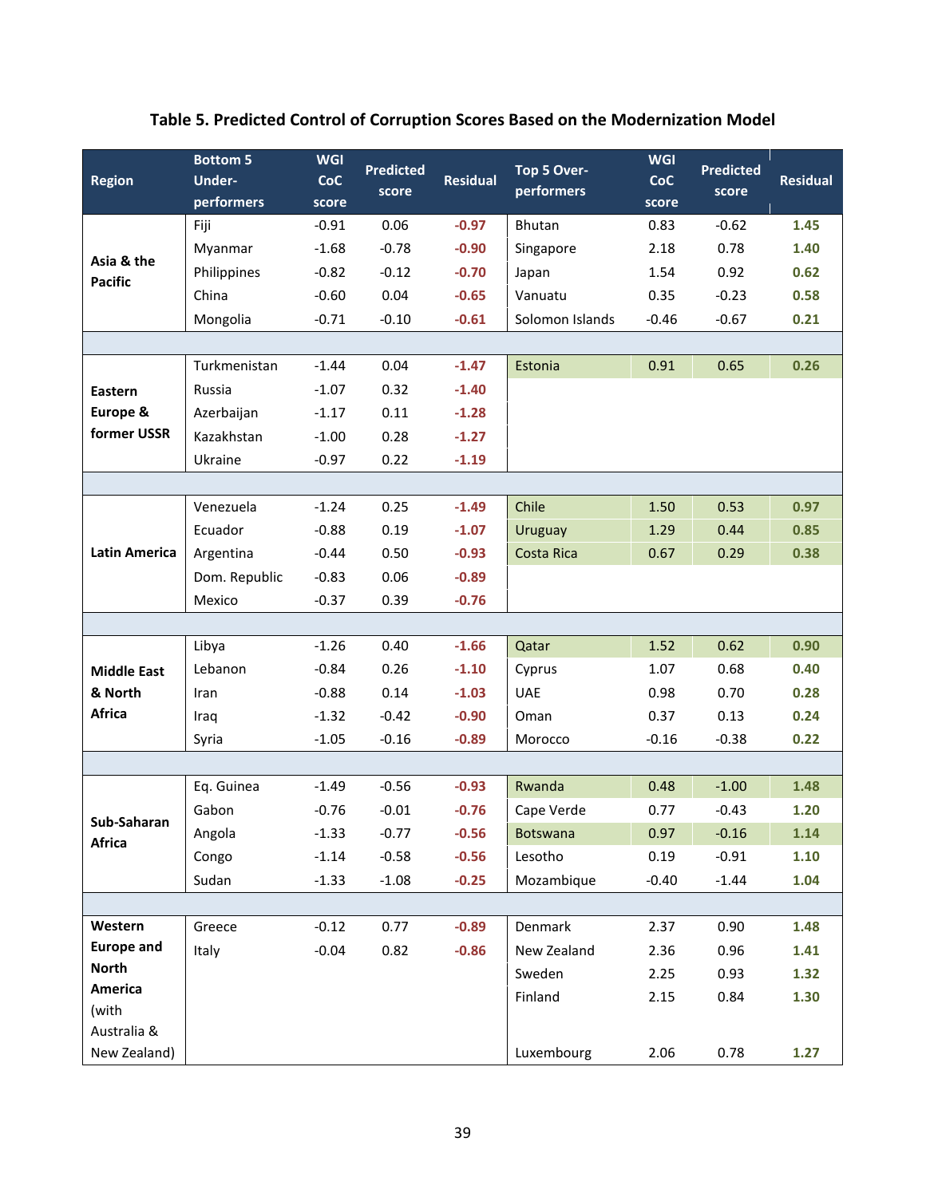# Table 5. Predicted Control of Corruption Scores Based on the Modernization Model

| Region | Bottom 5 Under-performers | WGI CoC score | Predicted score | Residual | Top 5 Over-performers | WGI CoC score | Predicted score | Residual |
|---|---|---|---|---|---|---|---|---|
| Asia & the Pacific | Fiji | -0.91 | 0.06 | -0.97 | Bhutan | 0.83 | -0.62 | 1.45 |
| | Myanmar | -1.68 | -0.78 | -0.90 | Singapore | 2.18 | 0.78 | 1.40 |
| | Philippines | -0.82 | -0.12 | -0.70 | Japan | 1.54 | 0.92 | 0.62 |
| | China | -0.60 | 0.04 | -0.65 | Vanuatu | 0.35 | -0.23 | 0.58 |
| | Mongolia | -0.71 | -0.10 | -0.61 | Solomon Islands | -0.46 | -0.67 | 0.21 |
| Eastern Europe & former USSR | Turkmenistan | -1.44 | 0.04 | -1.47 | Estonia | 0.91 | 0.65 | 0.26 |
| | Russia | -1.07 | 0.32 | -1.40 | | | | |
| | Azerbaijan | -1.17 | 0.11 | -1.28 | | | | |
| | Kazakhstan | -1.00 | 0.28 | -1.27 | | | | |
| | Ukraine | -0.97 | 0.22 | -1.19 | | | | |
| Latin America | Venezuela | -1.24 | 0.25 | -1.49 | Chile | 1.50 | 0.53 | 0.97 |
| | Ecuador | -0.88 | 0.19 | -1.07 | Uruguay | 1.29 | 0.44 | 0.85 |
| | Argentina | -0.44 | 0.50 | -0.93 | Costa Rica | 0.67 | 0.29 | 0.38 |
| | Dom. Republic | -0.83 | 0.06 | -0.89 | | | | |
| | Mexico | -0.37 | 0.39 | -0.76 | | | | |
| Middle East & North Africa | Libya | -1.26 | 0.40 | -1.66 | Qatar | 1.52 | 0.62 | 0.90 |
| | Lebanon | -0.84 | 0.26 | -1.10 | Cyprus | 1.07 | 0.68 | 0.40 |
| | Iran | -0.88 | 0.14 | -1.03 | UAE | 0.98 | 0.70 | 0.28 |
| | Iraq | -1.32 | -0.42 | -0.90 | Oman | 0.37 | 0.13 | 0.24 |
| | Syria | -1.05 | -0.16 | -0.89 | Morocco | -0.16 | -0.38 | 0.22 |
| Sub-Saharan Africa | Eq. Guinea | -1.49 | -0.56 | -0.93 | Rwanda | 0.48 | -1.00 | 1.48 |
| | Gabon | -0.76 | -0.01 | -0.76 | Cape Verde | 0.77 | -0.43 | 1.20 |
| | Angola | -1.33 | -0.77 | -0.56 | Botswana | 0.97 | -0.16 | 1.14 |
| | Congo | -1.14 | -0.58 | -0.56 | Lesotho | 0.19 | -0.91 | 1.10 |
| | Sudan | -1.33 | -1.08 | -0.25 | Mozambique | -0.40 | -1.44 | 1.04 |
| Western Europe and North America (with Australia & New Zealand) | Greece | -0.12 | 0.77 | -0.89 | Denmark | 2.37 | 0.90 | 1.48 |
| | Italy | -0.04 | 0.82 | -0.86 | New Zealand | 2.36 | 0.96 | 1.41 |
| | | | | | Sweden | 2.25 | 0.93 | 1.32 |
| | | | | | Finland | 2.15 | 0.84 | 1.30 |
| | | | | | Luxembourg | 2.06 | 0.78 | 1.27 |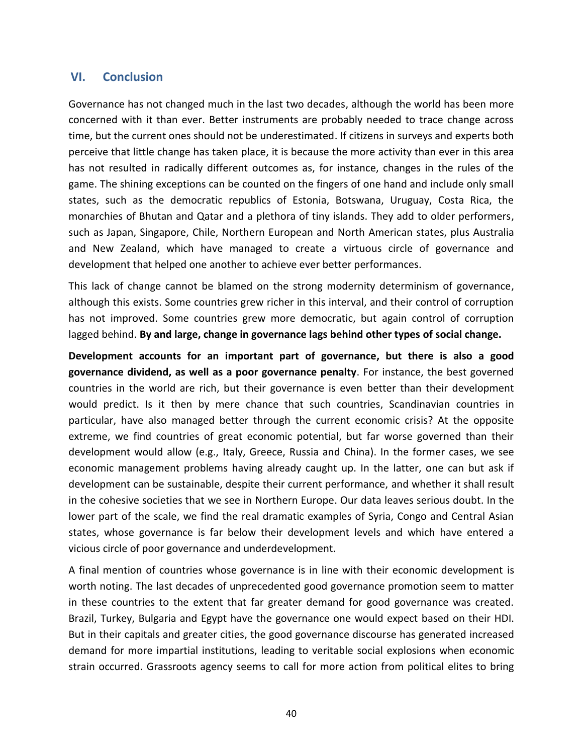## VI. Conclusion

Governance has not changed much in the last two decades, although the world has been more concerned with it than ever. Better instruments are probably needed to trace change across time, but the current ones should not be underestimated. If citizens in surveys and experts both perceive that little change has taken place, it is because the more activity than ever in this area has not resulted in radically different outcomes as, for instance, changes in the rules of the game. The shining exceptions can be counted on the fingers of one hand and include only small states, such as the democratic republics of Estonia, Botswana, Uruguay, Costa Rica, the monarchies of Bhutan and Qatar and a plethora of tiny islands. They add to older performers, such as Japan, Singapore, Chile, Northern European and North American states, plus Australia and New Zealand, which have managed to create a virtuous circle of governance and development that helped one another to achieve ever better performances.

This lack of change cannot be blamed on the strong modernity determinism of governance, although this exists. Some countries grew richer in this interval, and their control of corruption has not improved. Some countries grew more democratic, but again control of corruption lagged behind. **By and large, change in governance lags behind other types of social change.**

**Development accounts for an important part of governance, but there is also a good governance dividend, as well as a poor governance penalty**. For instance, the best governed countries in the world are rich, but their governance is even better than their development would predict. Is it then by mere chance that such countries, Scandinavian countries in particular, have also managed better through the current economic crisis? At the opposite extreme, we find countries of great economic potential, but far worse governed than their development would allow (e.g., Italy, Greece, Russia and China). In the former cases, we see economic management problems having already caught up. In the latter, one can but ask if development can be sustainable, despite their current performance, and whether it shall result in the cohesive societies that we see in Northern Europe. Our data leaves serious doubt. In the lower part of the scale, we find the real dramatic examples of Syria, Congo and Central Asian states, whose governance is far below their development levels and which have entered a vicious circle of poor governance and underdevelopment.

A final mention of countries whose governance is in line with their economic development is worth noting. The last decades of unprecedented good governance promotion seem to matter in these countries to the extent that far greater demand for good governance was created. Brazil, Turkey, Bulgaria and Egypt have the governance one would expect based on their HDI. But in their capitals and greater cities, the good governance discourse has generated increased demand for more impartial institutions, leading to veritable social explosions when economic strain occurred. Grassroots agency seems to call for more action from political elites to bring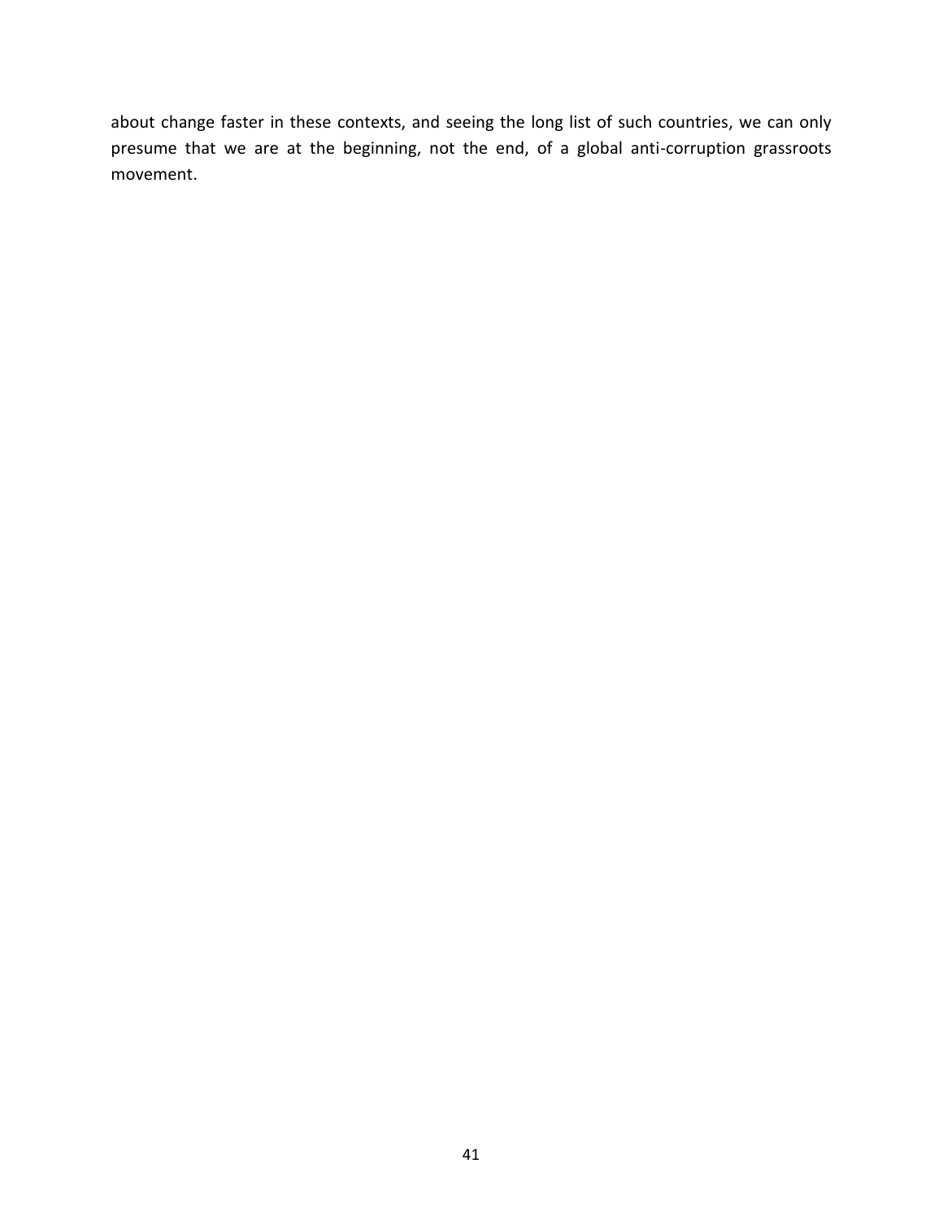about change faster in these contexts, and seeing the long list of such countries, we can only presume that we are at the beginning, not the end, of a global anti-corruption grassroots movement.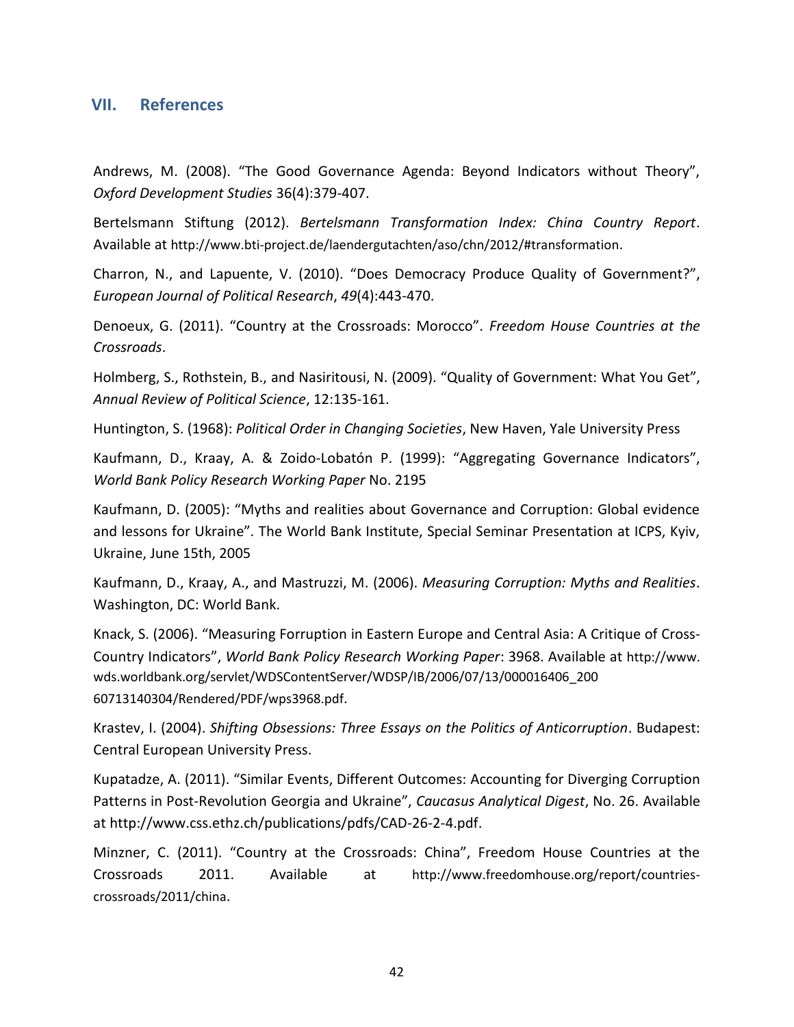## VII. References

Andrews, M. (2008). "The Good Governance Agenda: Beyond Indicators without Theory", *Oxford Development Studies* 36(4):379-407.

Bertelsmann Stiftung (2012). *Bertelsmann Transformation Index: China Country Report*. Available at http://www.bti-project.de/laendergutachten/aso/chn/2012/#transformation.

Charron, N., and Lapuente, V. (2010). "Does Democracy Produce Quality of Government?", *European Journal of Political Research*, *49*(4):443-470.

Denoeux, G. (2011). "Country at the Crossroads: Morocco". *Freedom House Countries at the Crossroads*.

Holmberg, S., Rothstein, B., and Nasiritousi, N. (2009). "Quality of Government: What You Get", *Annual Review of Political Science*, 12:135-161.

Huntington, S. (1968): *Political Order in Changing Societies*, New Haven, Yale University Press

Kaufmann, D., Kraay, A. & Zoido-Lobatón P. (1999): "Aggregating Governance Indicators", *World Bank Policy Research Working Paper* No. 2195

Kaufmann, D. (2005): "Myths and realities about Governance and Corruption: Global evidence and lessons for Ukraine". The World Bank Institute, Special Seminar Presentation at ICPS, Kyiv, Ukraine, June 15th, 2005

Kaufmann, D., Kraay, A., and Mastruzzi, M. (2006). *Measuring Corruption: Myths and Realities*. Washington, DC: World Bank.

Knack, S. (2006). "Measuring Forruption in Eastern Europe and Central Asia: A Critique of Cross-Country Indicators", *World Bank Policy Research Working Paper*: 3968. Available at http://www.wds.worldbank.org/servlet/WDSContentServer/WDSP/IB/2006/07/13/000016406_20060713140304/Rendered/PDF/wps3968.pdf.

Krastev, I. (2004). *Shifting Obsessions: Three Essays on the Politics of Anticorruption*. Budapest: Central European University Press.

Kupatadze, A. (2011). "Similar Events, Different Outcomes: Accounting for Diverging Corruption Patterns in Post-Revolution Georgia and Ukraine", *Caucasus Analytical Digest*, No. 26. Available at http://www.css.ethz.ch/publications/pdfs/CAD-26-2-4.pdf.

Minzner, C. (2011). "Country at the Crossroads: China", Freedom House Countries at the Crossroads 2011. Available at http://www.freedomhouse.org/report/countries-crossroads/2011/china.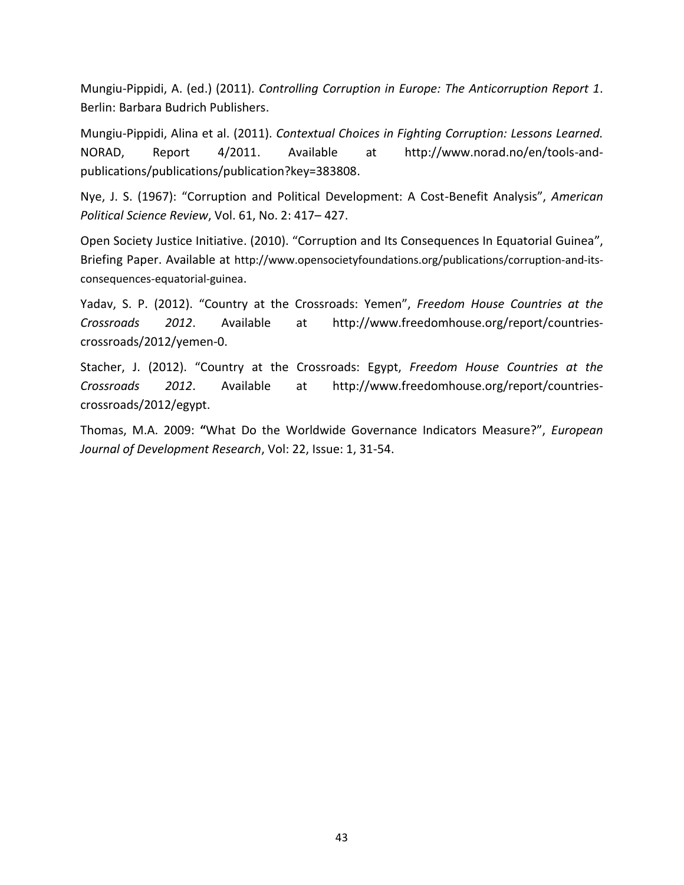Mungiu-Pippidi, A. (ed.) (2011). *Controlling Corruption in Europe: The Anticorruption Report 1*. Berlin: Barbara Budrich Publishers.

Mungiu-Pippidi, Alina et al. (2011). *Contextual Choices in Fighting Corruption: Lessons Learned.* NORAD, Report 4/2011. Available at http://www.norad.no/en/tools-and-publications/publications/publication?key=383808.

Nye, J. S. (1967): "Corruption and Political Development: A Cost-Benefit Analysis", *American Political Science Review*, Vol. 61, No. 2: 417– 427.

Open Society Justice Initiative. (2010). "Corruption and Its Consequences In Equatorial Guinea", Briefing Paper. Available at http://www.opensocietyfoundations.org/publications/corruption-and-its-consequences-equatorial-guinea.

Yadav, S. P. (2012). "Country at the Crossroads: Yemen", *Freedom House Countries at the Crossroads 2012*. Available at http://www.freedomhouse.org/report/countries-crossroads/2012/yemen-0.

Stacher, J. (2012). "Country at the Crossroads: Egypt, *Freedom House Countries at the Crossroads 2012*. Available at http://www.freedomhouse.org/report/countries-crossroads/2012/egypt.

Thomas, M.A. 2009: **"**What Do the Worldwide Governance Indicators Measure?", *European Journal of Development Research*, Vol: 22, Issue: 1, 31-54.